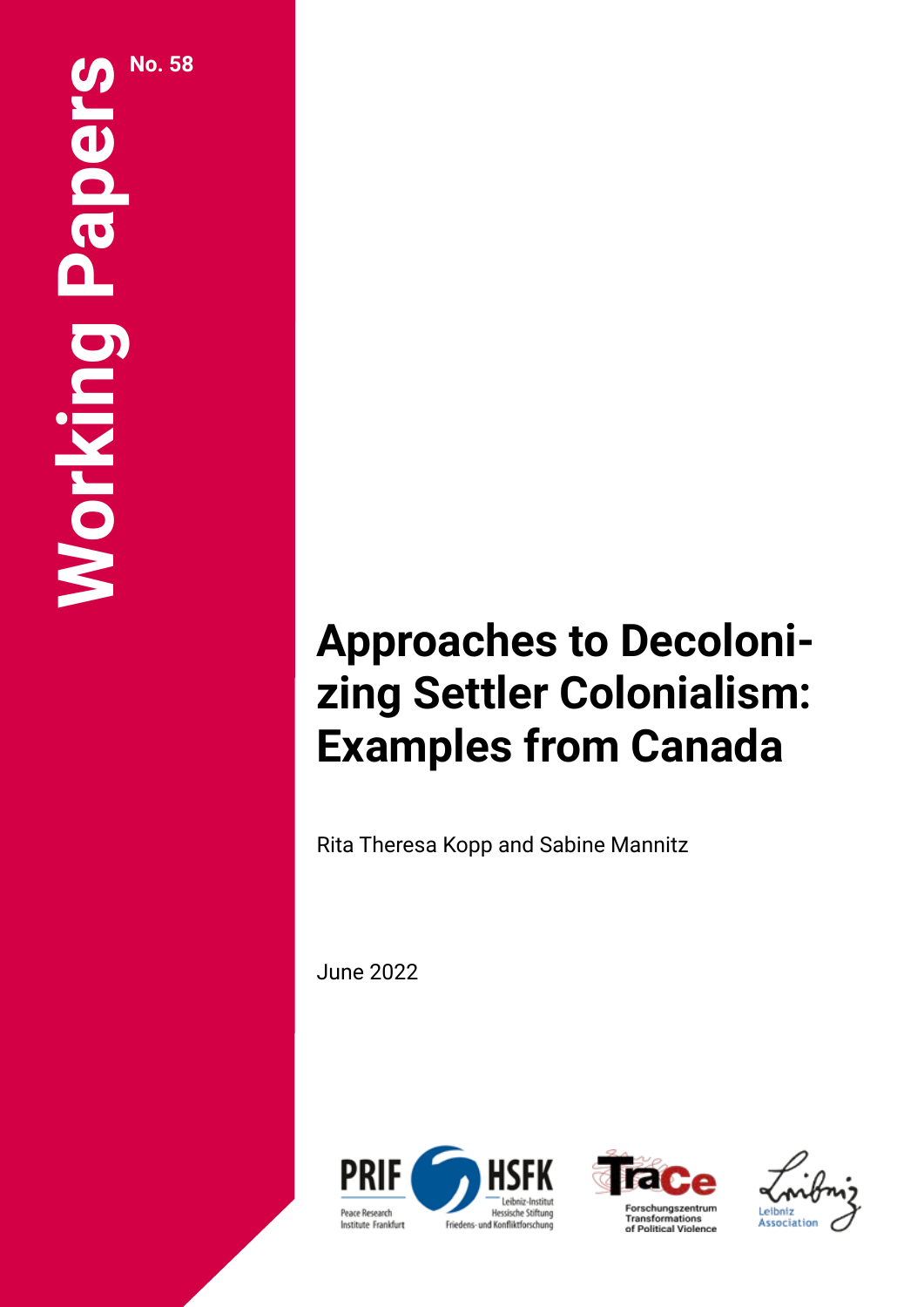Working Papers No. 58

# Approaches to Decolonizing Settler Colonialism: Examples from Canada

Rita Theresa Kopp and Sabine Mannitz

June 2022

PRIF Peace Research Institute Frankfurt — HSFK Leibniz-Institut Hessische Stiftung Friedens- und Konfliktforschung

TraCe Forschungszentrum Transformations of Political Violence

Leibniz Association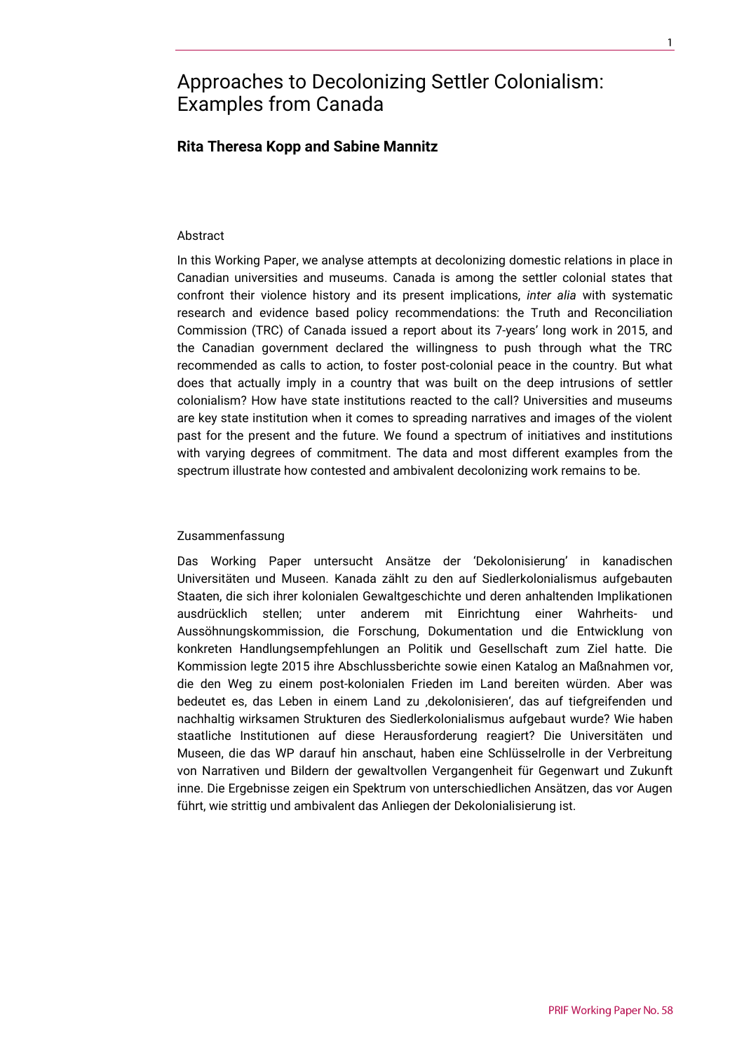# Approaches to Decolonizing Settler Colonialism: Examples from Canada

**Rita Theresa Kopp and Sabine Mannitz**

Abstract

In this Working Paper, we analyse attempts at decolonizing domestic relations in place in Canadian universities and museums. Canada is among the settler colonial states that confront their violence history and its present implications, *inter alia* with systematic research and evidence based policy recommendations: the Truth and Reconciliation Commission (TRC) of Canada issued a report about its 7-years' long work in 2015, and the Canadian government declared the willingness to push through what the TRC recommended as calls to action, to foster post-colonial peace in the country. But what does that actually imply in a country that was built on the deep intrusions of settler colonialism? How have state institutions reacted to the call? Universities and museums are key state institution when it comes to spreading narratives and images of the violent past for the present and the future. We found a spectrum of initiatives and institutions with varying degrees of commitment. The data and most different examples from the spectrum illustrate how contested and ambivalent decolonizing work remains to be.

Zusammenfassung

Das Working Paper untersucht Ansätze der 'Dekolonisierung' in kanadischen Universitäten und Museen. Kanada zählt zu den auf Siedlerkolonialismus aufgebauten Staaten, die sich ihrer kolonialen Gewaltgeschichte und deren anhaltenden Implikationen ausdrücklich stellen; unter anderem mit Einrichtung einer Wahrheits- und Aussöhnungskommission, die Forschung, Dokumentation und die Entwicklung von konkreten Handlungsempfehlungen an Politik und Gesellschaft zum Ziel hatte. Die Kommission legte 2015 ihre Abschlussberichte sowie einen Katalog an Maßnahmen vor, die den Weg zu einem post-kolonialen Frieden im Land bereiten würden. Aber was bedeutet es, das Leben in einem Land zu ‚dekolonisieren', das auf tiefgreifenden und nachhaltig wirksamen Strukturen des Siedlerkolonialismus aufgebaut wurde? Wie haben staatliche Institutionen auf diese Herausforderung reagiert? Die Universitäten und Museen, die das WP darauf hin anschaut, haben eine Schlüsselrolle in der Verbreitung von Narrativen und Bildern der gewaltvollen Vergangenheit für Gegenwart und Zukunft inne. Die Ergebnisse zeigen ein Spektrum von unterschiedlichen Ansätzen, das vor Augen führt, wie strittig und ambivalent das Anliegen der Dekolonialisierung ist.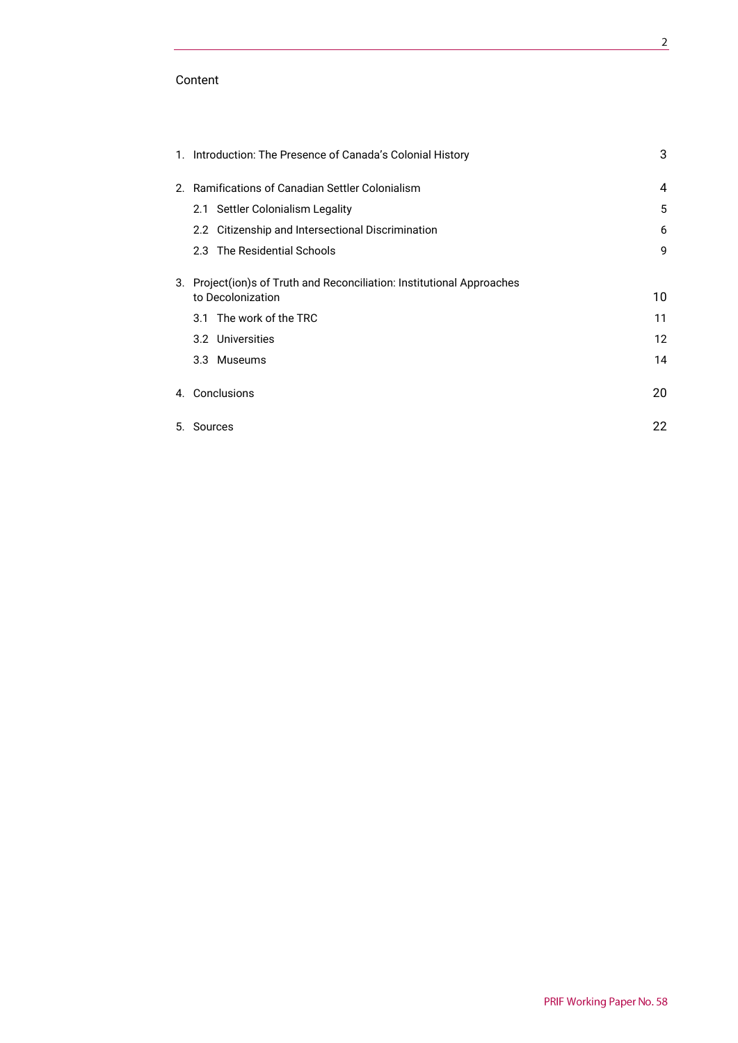Content

1. Introduction: The Presence of Canada's Colonial History 3
2. Ramifications of Canadian Settler Colonialism 4
   - 2.1 Settler Colonialism Legality 5
   - 2.2 Citizenship and Intersectional Discrimination 6
   - 2.3 The Residential Schools 9
3. Project(ion)s of Truth and Reconciliation: Institutional Approaches to Decolonization 10
   - 3.1 The work of the TRC 11
   - 3.2 Universities 12
   - 3.3 Museums 14
4. Conclusions 20
5. Sources 22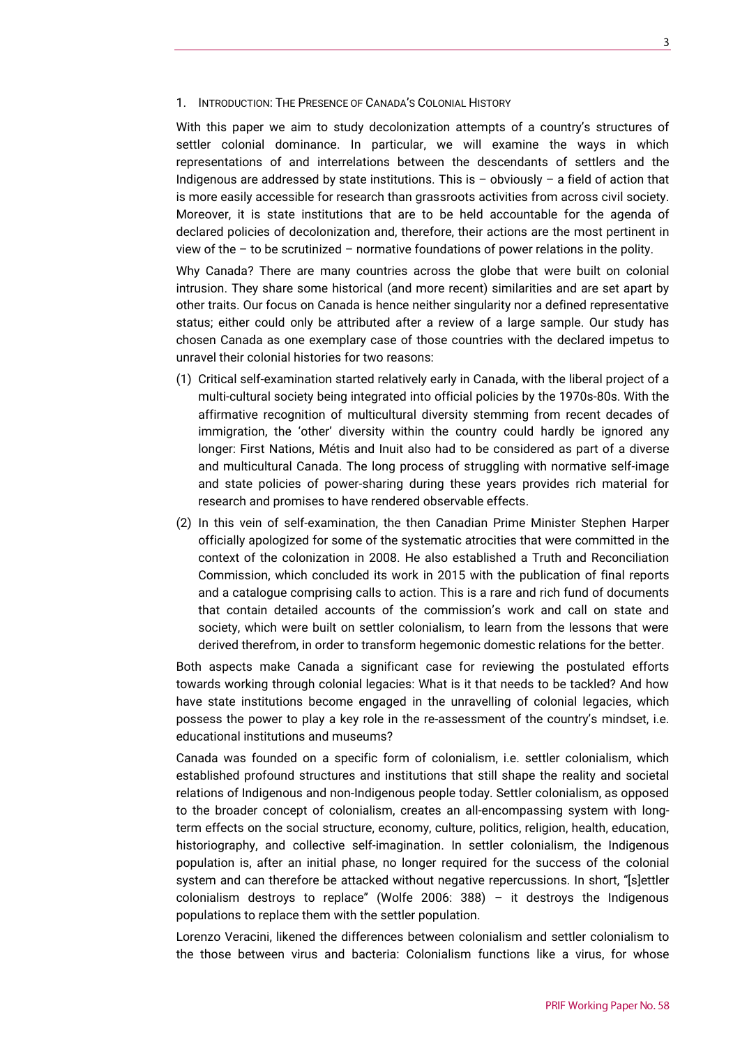## 1. Introduction: The Presence of Canada's Colonial History

With this paper we aim to study decolonization attempts of a country's structures of settler colonial dominance. In particular, we will examine the ways in which representations of and interrelations between the descendants of settlers and the Indigenous are addressed by state institutions. This is – obviously – a field of action that is more easily accessible for research than grassroots activities from across civil society. Moreover, it is state institutions that are to be held accountable for the agenda of declared policies of decolonization and, therefore, their actions are the most pertinent in view of the – to be scrutinized – normative foundations of power relations in the polity.

Why Canada? There are many countries across the globe that were built on colonial intrusion. They share some historical (and more recent) similarities and are set apart by other traits. Our focus on Canada is hence neither singularity nor a defined representative status; either could only be attributed after a review of a large sample. Our study has chosen Canada as one exemplary case of those countries with the declared impetus to unravel their colonial histories for two reasons:

(1) Critical self-examination started relatively early in Canada, with the liberal project of a multi-cultural society being integrated into official policies by the 1970s-80s. With the affirmative recognition of multicultural diversity stemming from recent decades of immigration, the 'other' diversity within the country could hardly be ignored any longer: First Nations, Métis and Inuit also had to be considered as part of a diverse and multicultural Canada. The long process of struggling with normative self-image and state policies of power-sharing during these years provides rich material for research and promises to have rendered observable effects.

(2) In this vein of self-examination, the then Canadian Prime Minister Stephen Harper officially apologized for some of the systematic atrocities that were committed in the context of the colonization in 2008. He also established a Truth and Reconciliation Commission, which concluded its work in 2015 with the publication of final reports and a catalogue comprising calls to action. This is a rare and rich fund of documents that contain detailed accounts of the commission's work and call on state and society, which were built on settler colonialism, to learn from the lessons that were derived therefrom, in order to transform hegemonic domestic relations for the better.

Both aspects make Canada a significant case for reviewing the postulated efforts towards working through colonial legacies: What is it that needs to be tackled? And how have state institutions become engaged in the unravelling of colonial legacies, which possess the power to play a key role in the re-assessment of the country's mindset, i.e. educational institutions and museums?

Canada was founded on a specific form of colonialism, i.e. settler colonialism, which established profound structures and institutions that still shape the reality and societal relations of Indigenous and non-Indigenous people today. Settler colonialism, as opposed to the broader concept of colonialism, creates an all-encompassing system with long-term effects on the social structure, economy, culture, politics, religion, health, education, historiography, and collective self-imagination. In settler colonialism, the Indigenous population is, after an initial phase, no longer required for the success of the colonial system and can therefore be attacked without negative repercussions. In short, "[s]ettler colonialism destroys to replace" (Wolfe 2006: 388) – it destroys the Indigenous populations to replace them with the settler population.

Lorenzo Veracini, likened the differences between colonialism and settler colonialism to the those between virus and bacteria: Colonialism functions like a virus, for whose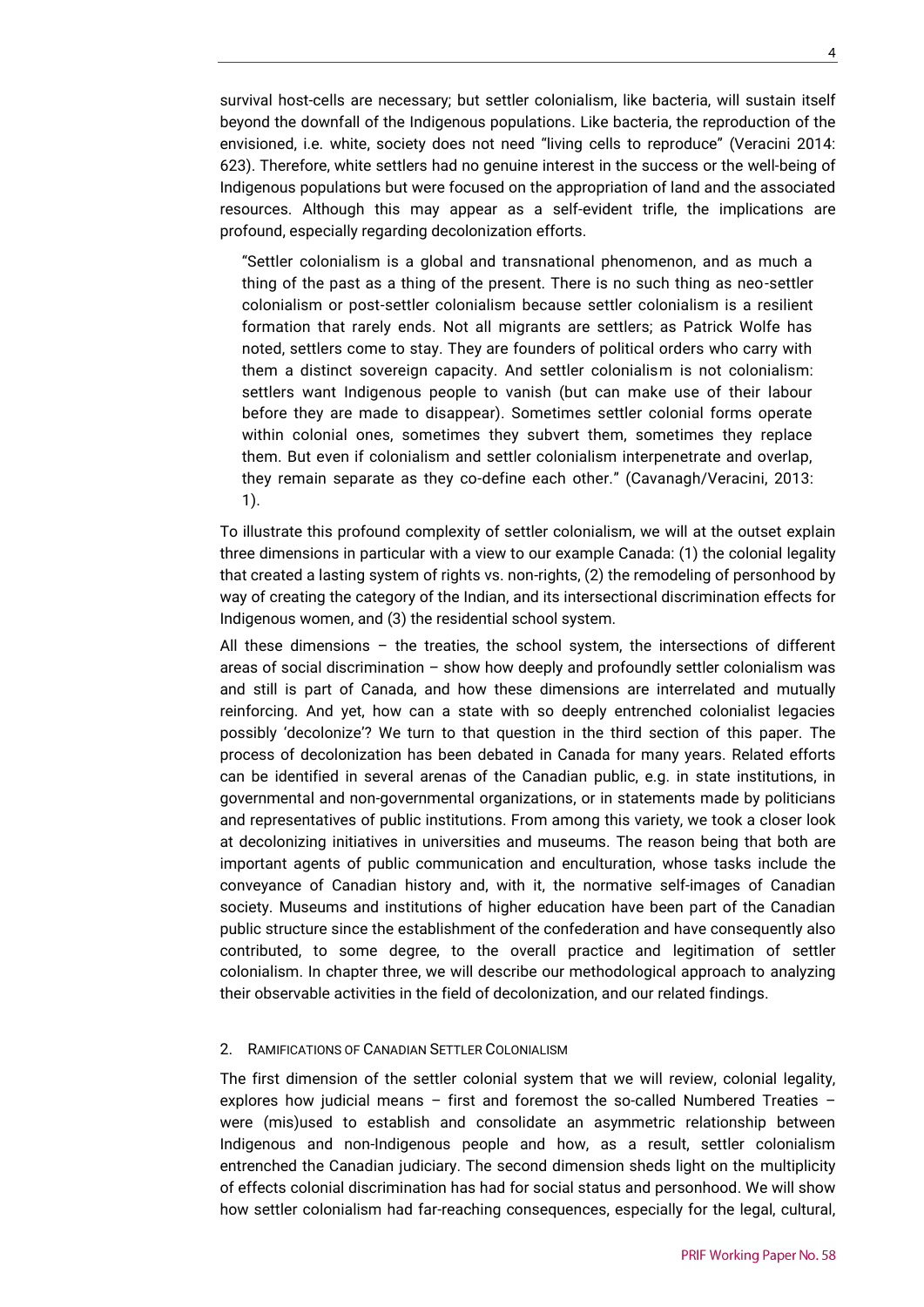survival host-cells are necessary; but settler colonialism, like bacteria, will sustain itself beyond the downfall of the Indigenous populations. Like bacteria, the reproduction of the envisioned, i.e. white, society does not need "living cells to reproduce" (Veracini 2014: 623). Therefore, white settlers had no genuine interest in the success or the well-being of Indigenous populations but were focused on the appropriation of land and the associated resources. Although this may appear as a self-evident trifle, the implications are profound, especially regarding decolonization efforts.

> "Settler colonialism is a global and transnational phenomenon, and as much a thing of the past as a thing of the present. There is no such thing as neo-settler colonialism or post-settler colonialism because settler colonialism is a resilient formation that rarely ends. Not all migrants are settlers; as Patrick Wolfe has noted, settlers come to stay. They are founders of political orders who carry with them a distinct sovereign capacity. And settler colonialism is not colonialism: settlers want Indigenous people to vanish (but can make use of their labour before they are made to disappear). Sometimes settler colonial forms operate within colonial ones, sometimes they subvert them, sometimes they replace them. But even if colonialism and settler colonialism interpenetrate and overlap, they remain separate as they co-define each other." (Cavanagh/Veracini, 2013: 1).

To illustrate this profound complexity of settler colonialism, we will at the outset explain three dimensions in particular with a view to our example Canada: (1) the colonial legality that created a lasting system of rights vs. non-rights, (2) the remodeling of personhood by way of creating the category of the Indian, and its intersectional discrimination effects for Indigenous women, and (3) the residential school system.

All these dimensions – the treaties, the school system, the intersections of different areas of social discrimination – show how deeply and profoundly settler colonialism was and still is part of Canada, and how these dimensions are interrelated and mutually reinforcing. And yet, how can a state with so deeply entrenched colonialist legacies possibly 'decolonize'? We turn to that question in the third section of this paper. The process of decolonization has been debated in Canada for many years. Related efforts can be identified in several arenas of the Canadian public, e.g. in state institutions, in governmental and non-governmental organizations, or in statements made by politicians and representatives of public institutions. From among this variety, we took a closer look at decolonizing initiatives in universities and museums. The reason being that both are important agents of public communication and enculturation, whose tasks include the conveyance of Canadian history and, with it, the normative self-images of Canadian society. Museums and institutions of higher education have been part of the Canadian public structure since the establishment of the confederation and have consequently also contributed, to some degree, to the overall practice and legitimation of settler colonialism. In chapter three, we will describe our methodological approach to analyzing their observable activities in the field of decolonization, and our related findings.

## 2. Ramifications of Canadian Settler Colonialism

The first dimension of the settler colonial system that we will review, colonial legality, explores how judicial means – first and foremost the so-called Numbered Treaties – were (mis)used to establish and consolidate an asymmetric relationship between Indigenous and non-Indigenous people and how, as a result, settler colonialism entrenched the Canadian judiciary. The second dimension sheds light on the multiplicity of effects colonial discrimination has had for social status and personhood. We will show how settler colonialism had far-reaching consequences, especially for the legal, cultural,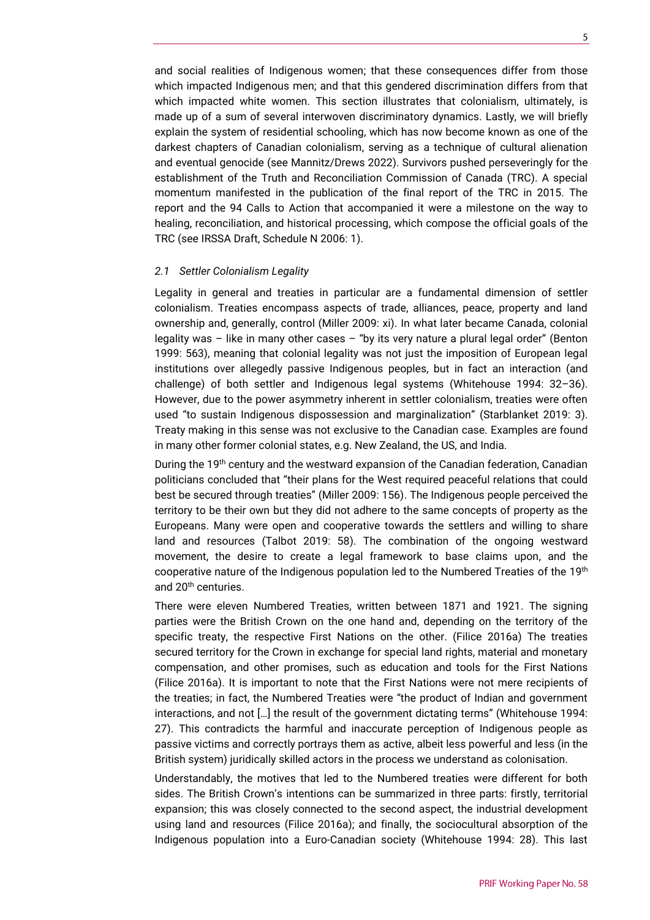and social realities of Indigenous women; that these consequences differ from those which impacted Indigenous men; and that this gendered discrimination differs from that which impacted white women. This section illustrates that colonialism, ultimately, is made up of a sum of several interwoven discriminatory dynamics. Lastly, we will briefly explain the system of residential schooling, which has now become known as one of the darkest chapters of Canadian colonialism, serving as a technique of cultural alienation and eventual genocide (see Mannitz/Drews 2022). Survivors pushed perseveringly for the establishment of the Truth and Reconciliation Commission of Canada (TRC). A special momentum manifested in the publication of the final report of the TRC in 2015. The report and the 94 Calls to Action that accompanied it were a milestone on the way to healing, reconciliation, and historical processing, which compose the official goals of the TRC (see IRSSA Draft, Schedule N 2006: 1).

### *2.1 Settler Colonialism Legality*

Legality in general and treaties in particular are a fundamental dimension of settler colonialism. Treaties encompass aspects of trade, alliances, peace, property and land ownership and, generally, control (Miller 2009: xi). In what later became Canada, colonial legality was – like in many other cases – "by its very nature a plural legal order" (Benton 1999: 563), meaning that colonial legality was not just the imposition of European legal institutions over allegedly passive Indigenous peoples, but in fact an interaction (and challenge) of both settler and Indigenous legal systems (Whitehouse 1994: 32–36). However, due to the power asymmetry inherent in settler colonialism, treaties were often used "to sustain Indigenous dispossession and marginalization" (Starblanket 2019: 3). Treaty making in this sense was not exclusive to the Canadian case. Examples are found in many other former colonial states, e.g. New Zealand, the US, and India.

During the 19th century and the westward expansion of the Canadian federation, Canadian politicians concluded that "their plans for the West required peaceful relations that could best be secured through treaties" (Miller 2009: 156). The Indigenous people perceived the territory to be their own but they did not adhere to the same concepts of property as the Europeans. Many were open and cooperative towards the settlers and willing to share land and resources (Talbot 2019: 58). The combination of the ongoing westward movement, the desire to create a legal framework to base claims upon, and the cooperative nature of the Indigenous population led to the Numbered Treaties of the 19th and 20th centuries.

There were eleven Numbered Treaties, written between 1871 and 1921. The signing parties were the British Crown on the one hand and, depending on the territory of the specific treaty, the respective First Nations on the other. (Filice 2016a) The treaties secured territory for the Crown in exchange for special land rights, material and monetary compensation, and other promises, such as education and tools for the First Nations (Filice 2016a). It is important to note that the First Nations were not mere recipients of the treaties; in fact, the Numbered Treaties were "the product of Indian and government interactions, and not […] the result of the government dictating terms" (Whitehouse 1994: 27). This contradicts the harmful and inaccurate perception of Indigenous people as passive victims and correctly portrays them as active, albeit less powerful and less (in the British system) juridically skilled actors in the process we understand as colonisation.

Understandably, the motives that led to the Numbered treaties were different for both sides. The British Crown's intentions can be summarized in three parts: firstly, territorial expansion; this was closely connected to the second aspect, the industrial development using land and resources (Filice 2016a); and finally, the sociocultural absorption of the Indigenous population into a Euro-Canadian society (Whitehouse 1994: 28). This last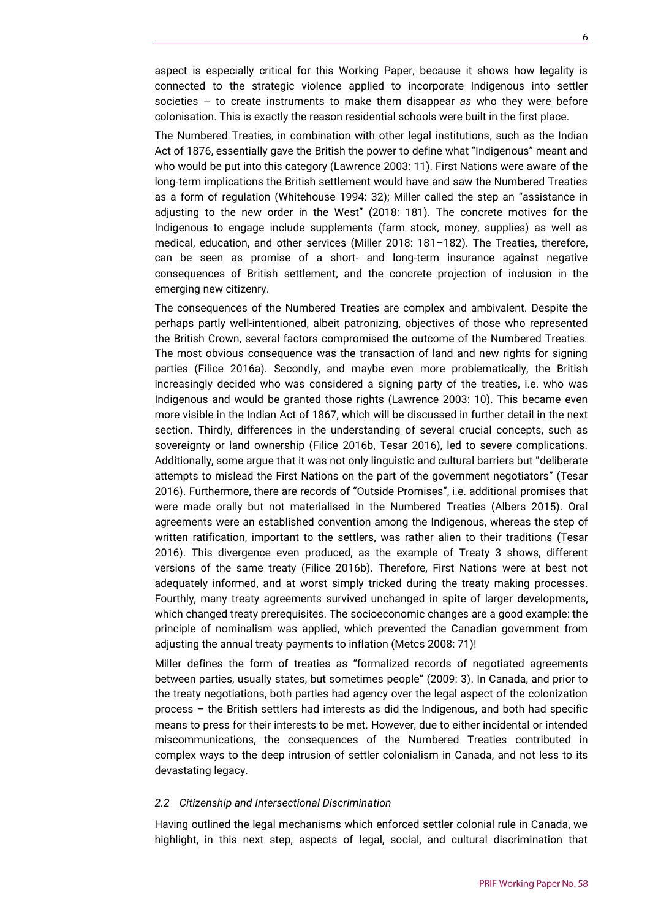aspect is especially critical for this Working Paper, because it shows how legality is connected to the strategic violence applied to incorporate Indigenous into settler societies – to create instruments to make them disappear *as* who they were before colonisation. This is exactly the reason residential schools were built in the first place.

The Numbered Treaties, in combination with other legal institutions, such as the Indian Act of 1876, essentially gave the British the power to define what "Indigenous" meant and who would be put into this category (Lawrence 2003: 11). First Nations were aware of the long-term implications the British settlement would have and saw the Numbered Treaties as a form of regulation (Whitehouse 1994: 32); Miller called the step an "assistance in adjusting to the new order in the West" (2018: 181). The concrete motives for the Indigenous to engage include supplements (farm stock, money, supplies) as well as medical, education, and other services (Miller 2018: 181–182). The Treaties, therefore, can be seen as promise of a short- and long-term insurance against negative consequences of British settlement, and the concrete projection of inclusion in the emerging new citizenry.

The consequences of the Numbered Treaties are complex and ambivalent. Despite the perhaps partly well-intentioned, albeit patronizing, objectives of those who represented the British Crown, several factors compromised the outcome of the Numbered Treaties. The most obvious consequence was the transaction of land and new rights for signing parties (Filice 2016a). Secondly, and maybe even more problematically, the British increasingly decided who was considered a signing party of the treaties, i.e. who was Indigenous and would be granted those rights (Lawrence 2003: 10). This became even more visible in the Indian Act of 1867, which will be discussed in further detail in the next section. Thirdly, differences in the understanding of several crucial concepts, such as sovereignty or land ownership (Filice 2016b, Tesar 2016), led to severe complications. Additionally, some argue that it was not only linguistic and cultural barriers but "deliberate attempts to mislead the First Nations on the part of the government negotiators" (Tesar 2016). Furthermore, there are records of "Outside Promises", i.e. additional promises that were made orally but not materialised in the Numbered Treaties (Albers 2015). Oral agreements were an established convention among the Indigenous, whereas the step of written ratification, important to the settlers, was rather alien to their traditions (Tesar 2016). This divergence even produced, as the example of Treaty 3 shows, different versions of the same treaty (Filice 2016b). Therefore, First Nations were at best not adequately informed, and at worst simply tricked during the treaty making processes. Fourthly, many treaty agreements survived unchanged in spite of larger developments, which changed treaty prerequisites. The socioeconomic changes are a good example: the principle of nominalism was applied, which prevented the Canadian government from adjusting the annual treaty payments to inflation (Metcs 2008: 71)!

Miller defines the form of treaties as "formalized records of negotiated agreements between parties, usually states, but sometimes people" (2009: 3). In Canada, and prior to the treaty negotiations, both parties had agency over the legal aspect of the colonization process – the British settlers had interests as did the Indigenous, and both had specific means to press for their interests to be met. However, due to either incidental or intended miscommunications, the consequences of the Numbered Treaties contributed in complex ways to the deep intrusion of settler colonialism in Canada, and not less to its devastating legacy.

### *2.2 Citizenship and Intersectional Discrimination*

Having outlined the legal mechanisms which enforced settler colonial rule in Canada, we highlight, in this next step, aspects of legal, social, and cultural discrimination that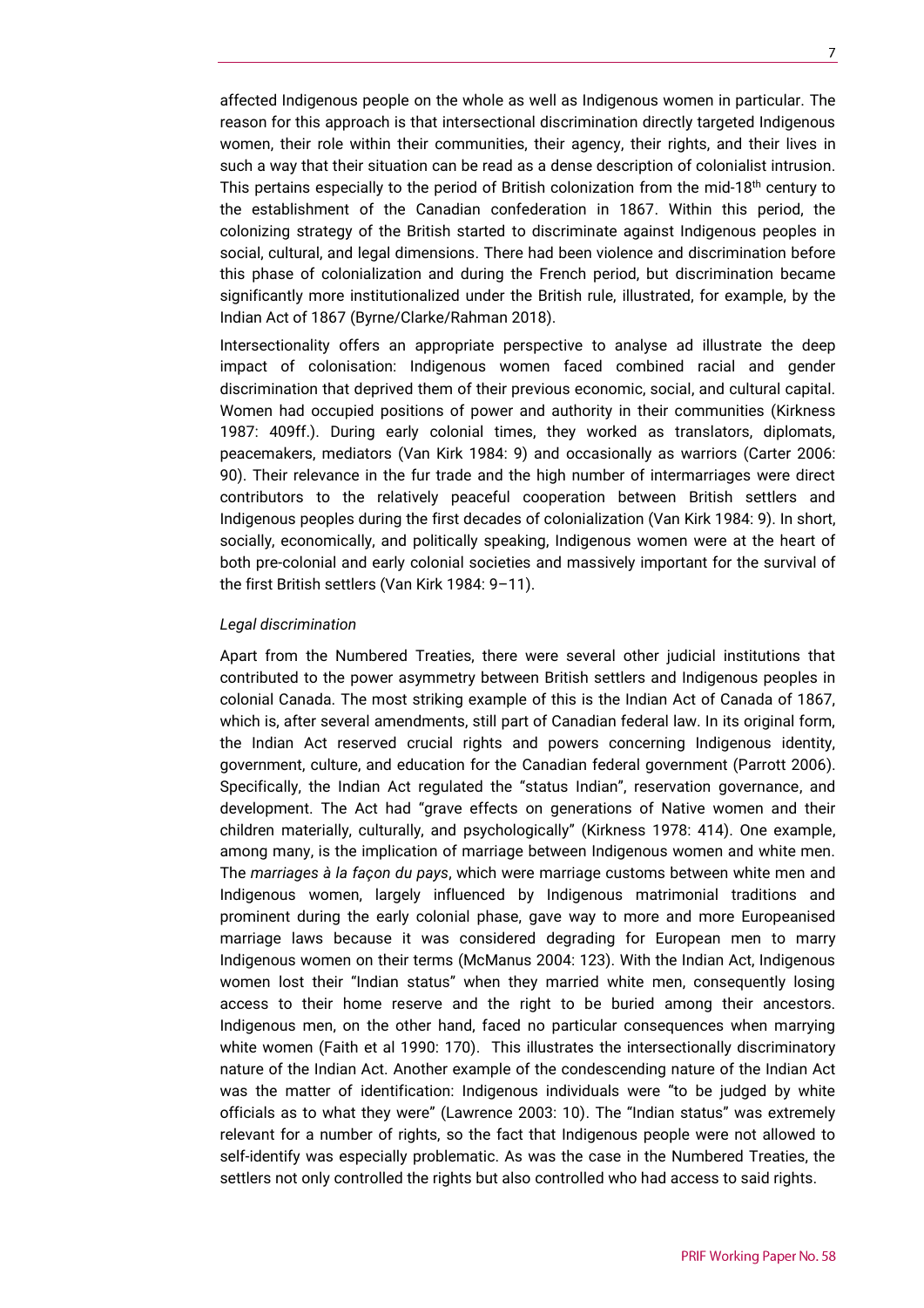affected Indigenous people on the whole as well as Indigenous women in particular. The reason for this approach is that intersectional discrimination directly targeted Indigenous women, their role within their communities, their agency, their rights, and their lives in such a way that their situation can be read as a dense description of colonialist intrusion. This pertains especially to the period of British colonization from the mid-18th century to the establishment of the Canadian confederation in 1867. Within this period, the colonizing strategy of the British started to discriminate against Indigenous peoples in social, cultural, and legal dimensions. There had been violence and discrimination before this phase of colonialization and during the French period, but discrimination became significantly more institutionalized under the British rule, illustrated, for example, by the Indian Act of 1867 (Byrne/Clarke/Rahman 2018).

Intersectionality offers an appropriate perspective to analyse ad illustrate the deep impact of colonisation: Indigenous women faced combined racial and gender discrimination that deprived them of their previous economic, social, and cultural capital. Women had occupied positions of power and authority in their communities (Kirkness 1987: 409ff.). During early colonial times, they worked as translators, diplomats, peacemakers, mediators (Van Kirk 1984: 9) and occasionally as warriors (Carter 2006: 90). Their relevance in the fur trade and the high number of intermarriages were direct contributors to the relatively peaceful cooperation between British settlers and Indigenous peoples during the first decades of colonialization (Van Kirk 1984: 9). In short, socially, economically, and politically speaking, Indigenous women were at the heart of both pre-colonial and early colonial societies and massively important for the survival of the first British settlers (Van Kirk 1984: 9–11).

*Legal discrimination*

Apart from the Numbered Treaties, there were several other judicial institutions that contributed to the power asymmetry between British settlers and Indigenous peoples in colonial Canada. The most striking example of this is the Indian Act of Canada of 1867, which is, after several amendments, still part of Canadian federal law. In its original form, the Indian Act reserved crucial rights and powers concerning Indigenous identity, government, culture, and education for the Canadian federal government (Parrott 2006). Specifically, the Indian Act regulated the "status Indian", reservation governance, and development. The Act had "grave effects on generations of Native women and their children materially, culturally, and psychologically" (Kirkness 1978: 414). One example, among many, is the implication of marriage between Indigenous women and white men. The *marriages à la façon du pays*, which were marriage customs between white men and Indigenous women, largely influenced by Indigenous matrimonial traditions and prominent during the early colonial phase, gave way to more and more Europeanised marriage laws because it was considered degrading for European men to marry Indigenous women on their terms (McManus 2004: 123). With the Indian Act, Indigenous women lost their "Indian status" when they married white men, consequently losing access to their home reserve and the right to be buried among their ancestors. Indigenous men, on the other hand, faced no particular consequences when marrying white women (Faith et al 1990: 170). This illustrates the intersectionally discriminatory nature of the Indian Act. Another example of the condescending nature of the Indian Act was the matter of identification: Indigenous individuals were "to be judged by white officials as to what they were" (Lawrence 2003: 10). The "Indian status" was extremely relevant for a number of rights, so the fact that Indigenous people were not allowed to self-identify was especially problematic. As was the case in the Numbered Treaties, the settlers not only controlled the rights but also controlled who had access to said rights.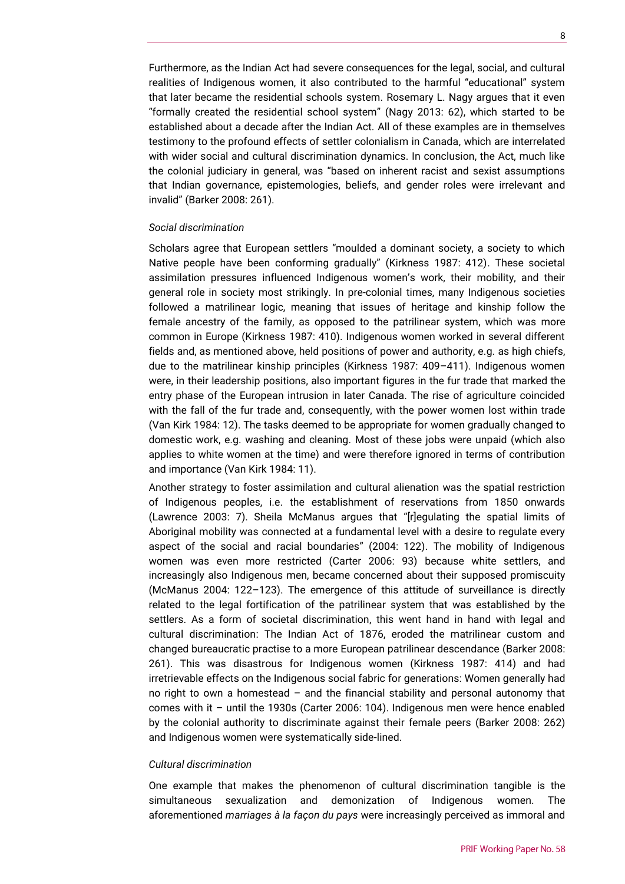Furthermore, as the Indian Act had severe consequences for the legal, social, and cultural realities of Indigenous women, it also contributed to the harmful "educational" system that later became the residential schools system. Rosemary L. Nagy argues that it even "formally created the residential school system" (Nagy 2013: 62), which started to be established about a decade after the Indian Act. All of these examples are in themselves testimony to the profound effects of settler colonialism in Canada, which are interrelated with wider social and cultural discrimination dynamics. In conclusion, the Act, much like the colonial judiciary in general, was "based on inherent racist and sexist assumptions that Indian governance, epistemologies, beliefs, and gender roles were irrelevant and invalid" (Barker 2008: 261).

*Social discrimination*

Scholars agree that European settlers "moulded a dominant society, a society to which Native people have been conforming gradually" (Kirkness 1987: 412). These societal assimilation pressures influenced Indigenous women's work, their mobility, and their general role in society most strikingly. In pre-colonial times, many Indigenous societies followed a matrilinear logic, meaning that issues of heritage and kinship follow the female ancestry of the family, as opposed to the patrilinear system, which was more common in Europe (Kirkness 1987: 410). Indigenous women worked in several different fields and, as mentioned above, held positions of power and authority, e.g. as high chiefs, due to the matrilinear kinship principles (Kirkness 1987: 409–411). Indigenous women were, in their leadership positions, also important figures in the fur trade that marked the entry phase of the European intrusion in later Canada. The rise of agriculture coincided with the fall of the fur trade and, consequently, with the power women lost within trade (Van Kirk 1984: 12). The tasks deemed to be appropriate for women gradually changed to domestic work, e.g. washing and cleaning. Most of these jobs were unpaid (which also applies to white women at the time) and were therefore ignored in terms of contribution and importance (Van Kirk 1984: 11).

Another strategy to foster assimilation and cultural alienation was the spatial restriction of Indigenous peoples, i.e. the establishment of reservations from 1850 onwards (Lawrence 2003: 7). Sheila McManus argues that "[r]egulating the spatial limits of Aboriginal mobility was connected at a fundamental level with a desire to regulate every aspect of the social and racial boundaries" (2004: 122). The mobility of Indigenous women was even more restricted (Carter 2006: 93) because white settlers, and increasingly also Indigenous men, became concerned about their supposed promiscuity (McManus 2004: 122–123). The emergence of this attitude of surveillance is directly related to the legal fortification of the patrilinear system that was established by the settlers. As a form of societal discrimination, this went hand in hand with legal and cultural discrimination: The Indian Act of 1876, eroded the matrilinear custom and changed bureaucratic practise to a more European patrilinear descendance (Barker 2008: 261). This was disastrous for Indigenous women (Kirkness 1987: 414) and had irretrievable effects on the Indigenous social fabric for generations: Women generally had no right to own a homestead – and the financial stability and personal autonomy that comes with it – until the 1930s (Carter 2006: 104). Indigenous men were hence enabled by the colonial authority to discriminate against their female peers (Barker 2008: 262) and Indigenous women were systematically side-lined.

*Cultural discrimination*

One example that makes the phenomenon of cultural discrimination tangible is the simultaneous sexualization and demonization of Indigenous women. The aforementioned *marriages à la façon du pays* were increasingly perceived as immoral and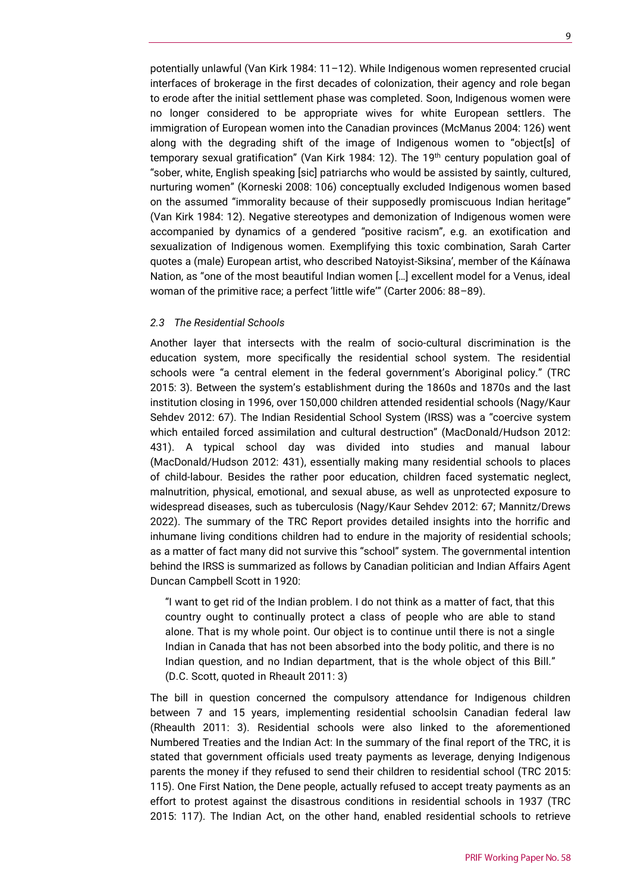potentially unlawful (Van Kirk 1984: 11–12). While Indigenous women represented crucial interfaces of brokerage in the first decades of colonization, their agency and role began to erode after the initial settlement phase was completed. Soon, Indigenous women were no longer considered to be appropriate wives for white European settlers. The immigration of European women into the Canadian provinces (McManus 2004: 126) went along with the degrading shift of the image of Indigenous women to "object[s] of temporary sexual gratification" (Van Kirk 1984: 12). The 19th century population goal of "sober, white, English speaking [sic] patriarchs who would be assisted by saintly, cultured, nurturing women" (Korneski 2008: 106) conceptually excluded Indigenous women based on the assumed "immorality because of their supposedly promiscuous Indian heritage" (Van Kirk 1984: 12). Negative stereotypes and demonization of Indigenous women were accompanied by dynamics of a gendered "positive racism", e.g. an exotification and sexualization of Indigenous women. Exemplifying this toxic combination, Sarah Carter quotes a (male) European artist, who described Natoyist-Siksina', member of the Káínawa Nation, as "one of the most beautiful Indian women […] excellent model for a Venus, ideal woman of the primitive race; a perfect 'little wife'" (Carter 2006: 88–89).

### *2.3 The Residential Schools*

Another layer that intersects with the realm of socio-cultural discrimination is the education system, more specifically the residential school system. The residential schools were "a central element in the federal government's Aboriginal policy." (TRC 2015: 3). Between the system's establishment during the 1860s and 1870s and the last institution closing in 1996, over 150,000 children attended residential schools (Nagy/Kaur Sehdev 2012: 67). The Indian Residential School System (IRSS) was a "coercive system which entailed forced assimilation and cultural destruction" (MacDonald/Hudson 2012: 431). A typical school day was divided into studies and manual labour (MacDonald/Hudson 2012: 431), essentially making many residential schools to places of child-labour. Besides the rather poor education, children faced systematic neglect, malnutrition, physical, emotional, and sexual abuse, as well as unprotected exposure to widespread diseases, such as tuberculosis (Nagy/Kaur Sehdev 2012: 67; Mannitz/Drews 2022). The summary of the TRC Report provides detailed insights into the horrific and inhumane living conditions children had to endure in the majority of residential schools; as a matter of fact many did not survive this "school" system. The governmental intention behind the IRSS is summarized as follows by Canadian politician and Indian Affairs Agent Duncan Campbell Scott in 1920:

> "I want to get rid of the Indian problem. I do not think as a matter of fact, that this country ought to continually protect a class of people who are able to stand alone. That is my whole point. Our object is to continue until there is not a single Indian in Canada that has not been absorbed into the body politic, and there is no Indian question, and no Indian department, that is the whole object of this Bill." (D.C. Scott, quoted in Rheault 2011: 3)

The bill in question concerned the compulsory attendance for Indigenous children between 7 and 15 years, implementing residential schoolsin Canadian federal law (Rheaulth 2011: 3). Residential schools were also linked to the aforementioned Numbered Treaties and the Indian Act: In the summary of the final report of the TRC, it is stated that government officials used treaty payments as leverage, denying Indigenous parents the money if they refused to send their children to residential school (TRC 2015: 115). One First Nation, the Dene people, actually refused to accept treaty payments as an effort to protest against the disastrous conditions in residential schools in 1937 (TRC 2015: 117). The Indian Act, on the other hand, enabled residential schools to retrieve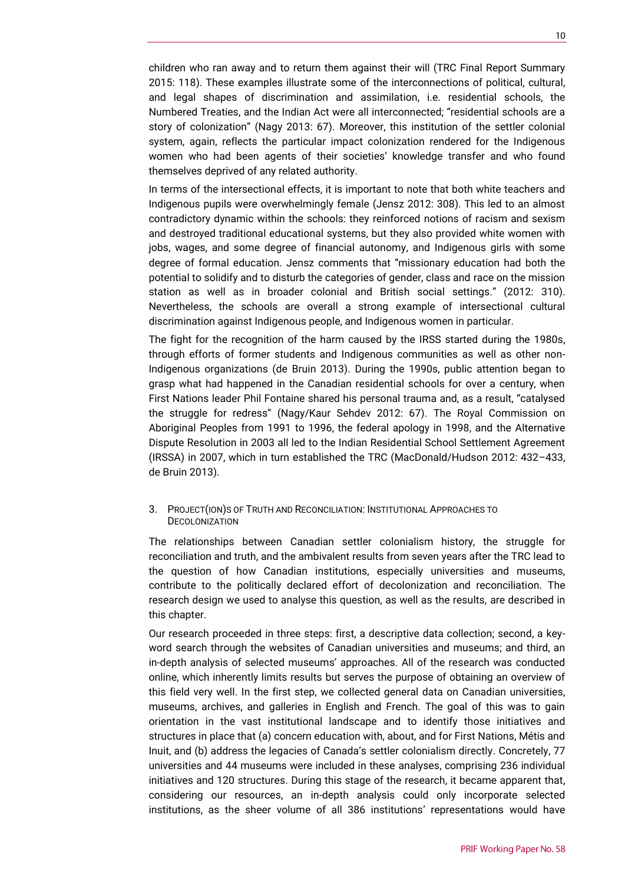children who ran away and to return them against their will (TRC Final Report Summary 2015: 118). These examples illustrate some of the interconnections of political, cultural, and legal shapes of discrimination and assimilation, i.e. residential schools, the Numbered Treaties, and the Indian Act were all interconnected; "residential schools are a story of colonization" (Nagy 2013: 67). Moreover, this institution of the settler colonial system, again, reflects the particular impact colonization rendered for the Indigenous women who had been agents of their societies' knowledge transfer and who found themselves deprived of any related authority.

In terms of the intersectional effects, it is important to note that both white teachers and Indigenous pupils were overwhelmingly female (Jensz 2012: 308). This led to an almost contradictory dynamic within the schools: they reinforced notions of racism and sexism and destroyed traditional educational systems, but they also provided white women with jobs, wages, and some degree of financial autonomy, and Indigenous girls with some degree of formal education. Jensz comments that "missionary education had both the potential to solidify and to disturb the categories of gender, class and race on the mission station as well as in broader colonial and British social settings." (2012: 310). Nevertheless, the schools are overall a strong example of intersectional cultural discrimination against Indigenous people, and Indigenous women in particular.

The fight for the recognition of the harm caused by the IRSS started during the 1980s, through efforts of former students and Indigenous communities as well as other non-Indigenous organizations (de Bruin 2013). During the 1990s, public attention began to grasp what had happened in the Canadian residential schools for over a century, when First Nations leader Phil Fontaine shared his personal trauma and, as a result, "catalysed the struggle for redress" (Nagy/Kaur Sehdev 2012: 67). The Royal Commission on Aboriginal Peoples from 1991 to 1996, the federal apology in 1998, and the Alternative Dispute Resolution in 2003 all led to the Indian Residential School Settlement Agreement (IRSSA) in 2007, which in turn established the TRC (MacDonald/Hudson 2012: 432–433, de Bruin 2013).

## 3. Project(ion)s of Truth and Reconciliation: Institutional Approaches to Decolonization

The relationships between Canadian settler colonialism history, the struggle for reconciliation and truth, and the ambivalent results from seven years after the TRC lead to the question of how Canadian institutions, especially universities and museums, contribute to the politically declared effort of decolonization and reconciliation. The research design we used to analyse this question, as well as the results, are described in this chapter.

Our research proceeded in three steps: first, a descriptive data collection; second, a key-word search through the websites of Canadian universities and museums; and third, an in-depth analysis of selected museums' approaches. All of the research was conducted online, which inherently limits results but serves the purpose of obtaining an overview of this field very well. In the first step, we collected general data on Canadian universities, museums, archives, and galleries in English and French. The goal of this was to gain orientation in the vast institutional landscape and to identify those initiatives and structures in place that (a) concern education with, about, and for First Nations, Métis and Inuit, and (b) address the legacies of Canada's settler colonialism directly. Concretely, 77 universities and 44 museums were included in these analyses, comprising 236 individual initiatives and 120 structures. During this stage of the research, it became apparent that, considering our resources, an in-depth analysis could only incorporate selected institutions, as the sheer volume of all 386 institutions' representations would have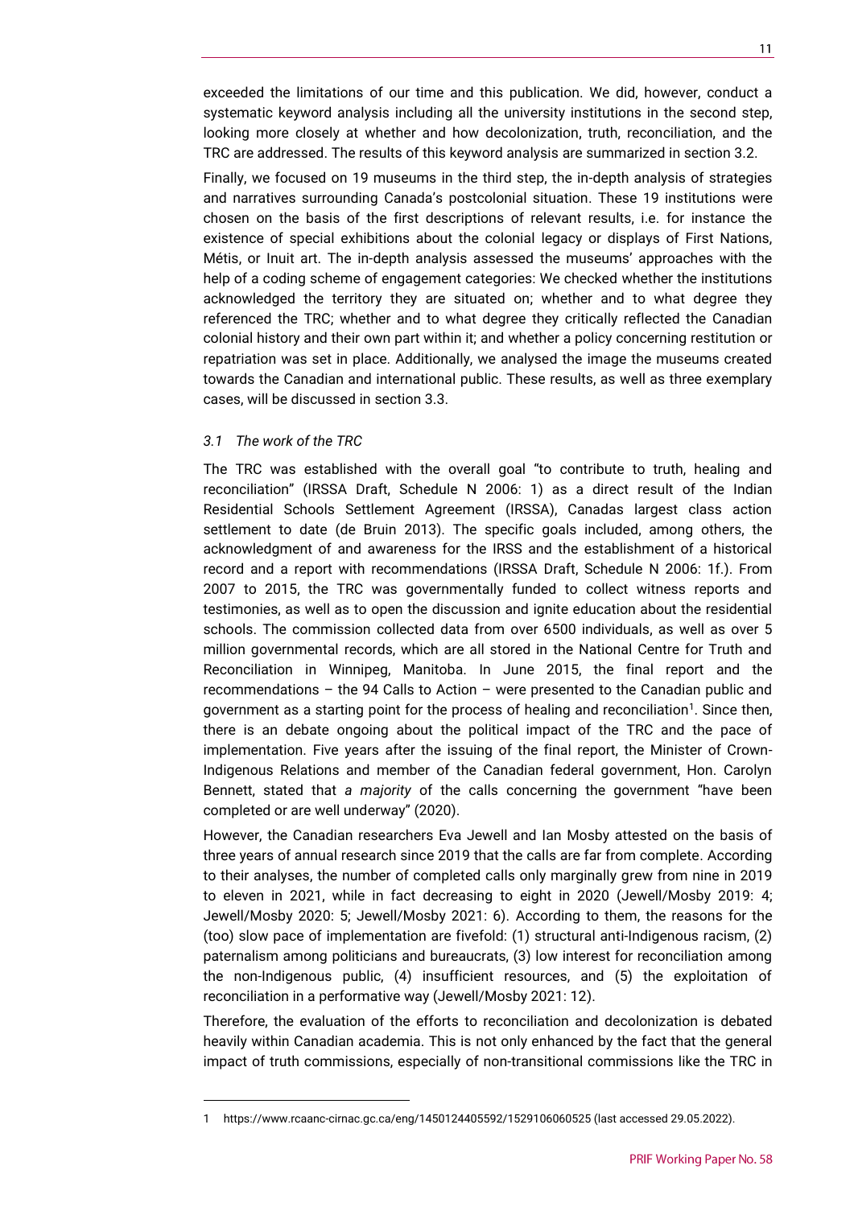exceeded the limitations of our time and this publication. We did, however, conduct a systematic keyword analysis including all the university institutions in the second step, looking more closely at whether and how decolonization, truth, reconciliation, and the TRC are addressed. The results of this keyword analysis are summarized in section 3.2.

Finally, we focused on 19 museums in the third step, the in-depth analysis of strategies and narratives surrounding Canada's postcolonial situation. These 19 institutions were chosen on the basis of the first descriptions of relevant results, i.e. for instance the existence of special exhibitions about the colonial legacy or displays of First Nations, Métis, or Inuit art. The in-depth analysis assessed the museums' approaches with the help of a coding scheme of engagement categories: We checked whether the institutions acknowledged the territory they are situated on; whether and to what degree they referenced the TRC; whether and to what degree they critically reflected the Canadian colonial history and their own part within it; and whether a policy concerning restitution or repatriation was set in place. Additionally, we analysed the image the museums created towards the Canadian and international public. These results, as well as three exemplary cases, will be discussed in section 3.3.

### *3.1 The work of the TRC*

The TRC was established with the overall goal "to contribute to truth, healing and reconciliation" (IRSSA Draft, Schedule N 2006: 1) as a direct result of the Indian Residential Schools Settlement Agreement (IRSSA), Canadas largest class action settlement to date (de Bruin 2013). The specific goals included, among others, the acknowledgment of and awareness for the IRSS and the establishment of a historical record and a report with recommendations (IRSSA Draft, Schedule N 2006: 1f.). From 2007 to 2015, the TRC was governmentally funded to collect witness reports and testimonies, as well as to open the discussion and ignite education about the residential schools. The commission collected data from over 6500 individuals, as well as over 5 million governmental records, which are all stored in the National Centre for Truth and Reconciliation in Winnipeg, Manitoba. In June 2015, the final report and the recommendations – the 94 Calls to Action – were presented to the Canadian public and government as a starting point for the process of healing and reconciliation[1]. Since then, there is an debate ongoing about the political impact of the TRC and the pace of implementation. Five years after the issuing of the final report, the Minister of Crown-Indigenous Relations and member of the Canadian federal government, Hon. Carolyn Bennett, stated that *a majority* of the calls concerning the government "have been completed or are well underway" (2020).

However, the Canadian researchers Eva Jewell and Ian Mosby attested on the basis of three years of annual research since 2019 that the calls are far from complete. According to their analyses, the number of completed calls only marginally grew from nine in 2019 to eleven in 2021, while in fact decreasing to eight in 2020 (Jewell/Mosby 2019: 4; Jewell/Mosby 2020: 5; Jewell/Mosby 2021: 6). According to them, the reasons for the (too) slow pace of implementation are fivefold: (1) structural anti-Indigenous racism, (2) paternalism among politicians and bureaucrats, (3) low interest for reconciliation among the non-Indigenous public, (4) insufficient resources, and (5) the exploitation of reconciliation in a performative way (Jewell/Mosby 2021: 12).

Therefore, the evaluation of the efforts to reconciliation and decolonization is debated heavily within Canadian academia. This is not only enhanced by the fact that the general impact of truth commissions, especially of non-transitional commissions like the TRC in

1 https://www.rcaanc-cirnac.gc.ca/eng/1450124405592/1529106060525 (last accessed 29.05.2022).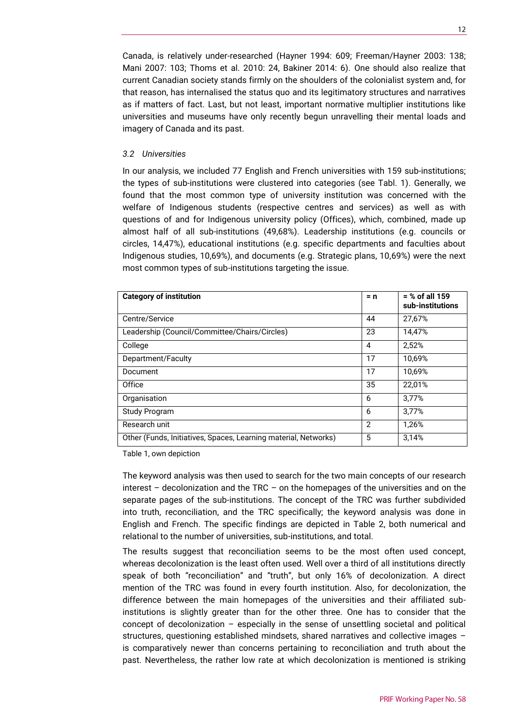Canada, is relatively under-researched (Hayner 1994: 609; Freeman/Hayner 2003: 138; Mani 2007: 103; Thoms et al. 2010: 24, Bakiner 2014: 6). One should also realize that current Canadian society stands firmly on the shoulders of the colonialist system and, for that reason, has internalised the status quo and its legitimatory structures and narratives as if matters of fact. Last, but not least, important normative multiplier institutions like universities and museums have only recently begun unravelling their mental loads and imagery of Canada and its past.

### *3.2 Universities*

In our analysis, we included 77 English and French universities with 159 sub-institutions; the types of sub-institutions were clustered into categories (see Tabl. 1). Generally, we found that the most common type of university institution was concerned with the welfare of Indigenous students (respective centres and services) as well as with questions of and for Indigenous university policy (Offices), which, combined, made up almost half of all sub-institutions (49,68%). Leadership institutions (e.g. councils or circles, 14,47%), educational institutions (e.g. specific departments and faculties about Indigenous studies, 10,69%), and documents (e.g. Strategic plans, 10,69%) were the next most common types of sub-institutions targeting the issue.

| **Category of institution** | **= n** | **= % of all 159 sub-institutions** |
|---|---|---|
| Centre/Service | 44 | 27,67% |
| Leadership (Council/Committee/Chairs/Circles) | 23 | 14,47% |
| College | 4 | 2,52% |
| Department/Faculty | 17 | 10,69% |
| Document | 17 | 10,69% |
| Office | 35 | 22,01% |
| Organisation | 6 | 3,77% |
| Study Program | 6 | 3,77% |
| Research unit | 2 | 1,26% |
| Other (Funds, Initiatives, Spaces, Learning material, Networks) | 5 | 3,14% |

Table 1, own depiction

The keyword analysis was then used to search for the two main concepts of our research interest – decolonization and the TRC – on the homepages of the universities and on the separate pages of the sub-institutions. The concept of the TRC was further subdivided into truth, reconciliation, and the TRC specifically; the keyword analysis was done in English and French. The specific findings are depicted in Table 2, both numerical and relational to the number of universities, sub-institutions, and total.

The results suggest that reconciliation seems to be the most often used concept, whereas decolonization is the least often used. Well over a third of all institutions directly speak of both "reconciliation" and "truth", but only 16% of decolonization. A direct mention of the TRC was found in every fourth institution. Also, for decolonization, the difference between the main homepages of the universities and their affiliated sub-institutions is slightly greater than for the other three. One has to consider that the concept of decolonization – especially in the sense of unsettling societal and political structures, questioning established mindsets, shared narratives and collective images – is comparatively newer than concerns pertaining to reconciliation and truth about the past. Nevertheless, the rather low rate at which decolonization is mentioned is striking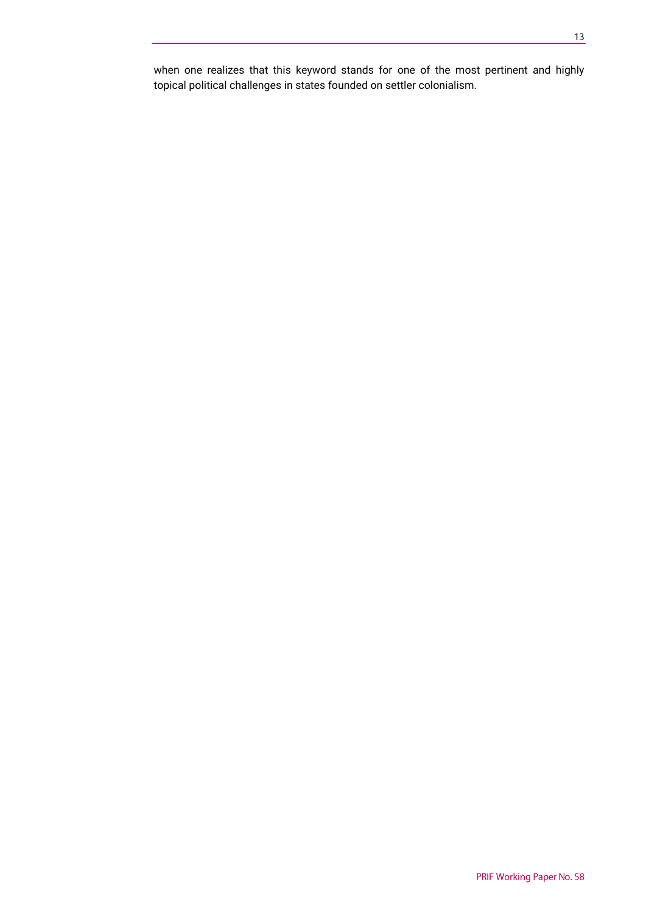when one realizes that this keyword stands for one of the most pertinent and highly topical political challenges in states founded on settler colonialism.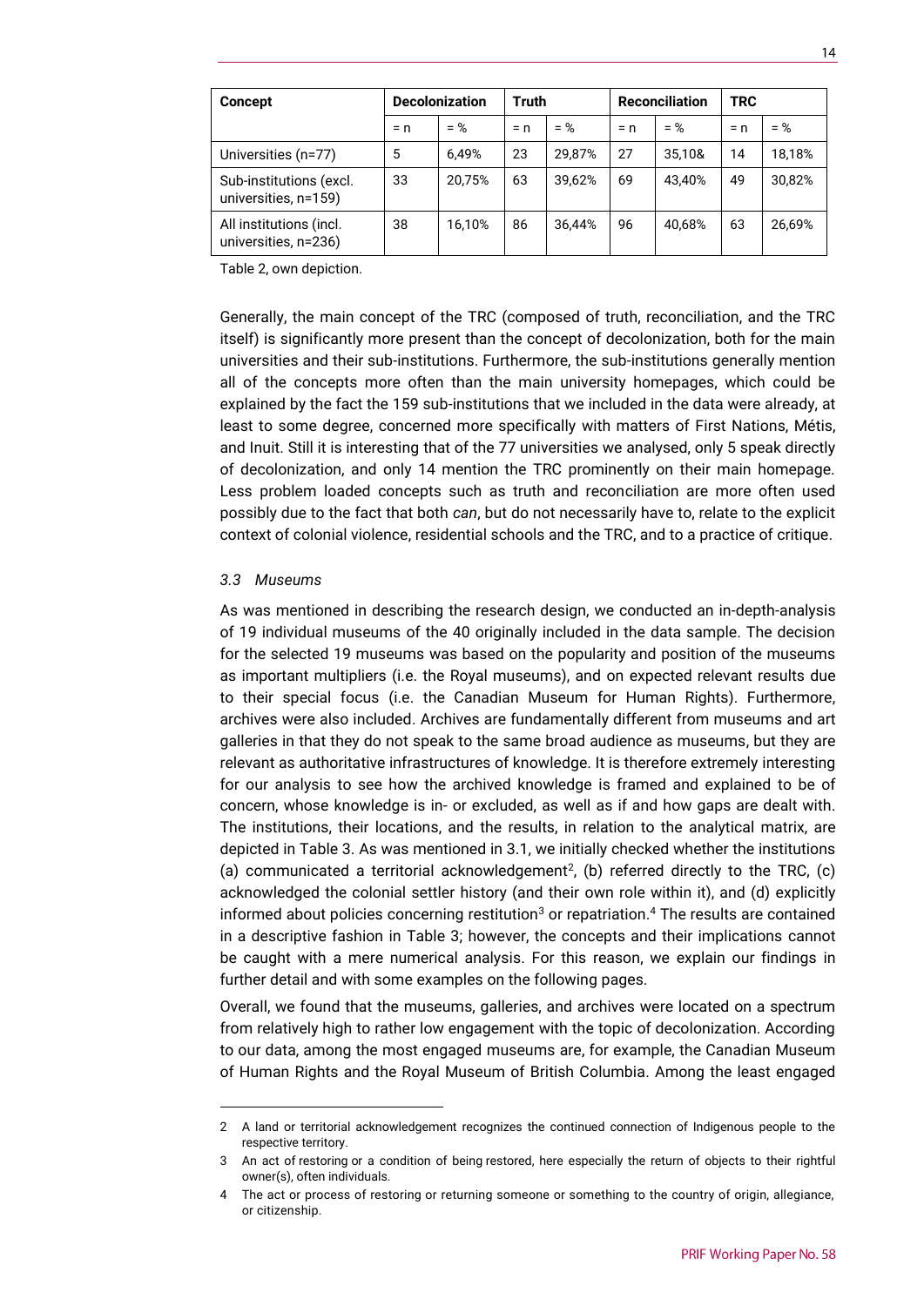| Concept | Decolonization | | Truth | | Reconciliation | | TRC | |
|---|---|---|---|---|---|---|---|---|
| | = n | = % | = n | = % | = n | = % | = n | = % |
| Universities (n=77) | 5 | 6,49% | 23 | 29,87% | 27 | 35,10& | 14 | 18,18% |
| Sub-institutions (excl. universities, n=159) | 33 | 20,75% | 63 | 39,62% | 69 | 43,40% | 49 | 30,82% |
| All institutions (incl. universities, n=236) | 38 | 16,10% | 86 | 36,44% | 96 | 40,68% | 63 | 26,69% |

Table 2, own depiction.

Generally, the main concept of the TRC (composed of truth, reconciliation, and the TRC itself) is significantly more present than the concept of decolonization, both for the main universities and their sub-institutions. Furthermore, the sub-institutions generally mention all of the concepts more often than the main university homepages, which could be explained by the fact the 159 sub-institutions that we included in the data were already, at least to some degree, concerned more specifically with matters of First Nations, Métis, and Inuit. Still it is interesting that of the 77 universities we analysed, only 5 speak directly of decolonization, and only 14 mention the TRC prominently on their main homepage. Less problem loaded concepts such as truth and reconciliation are more often used possibly due to the fact that both *can*, but do not necessarily have to, relate to the explicit context of colonial violence, residential schools and the TRC, and to a practice of critique.

### *3.3 Museums*

As was mentioned in describing the research design, we conducted an in-depth-analysis of 19 individual museums of the 40 originally included in the data sample. The decision for the selected 19 museums was based on the popularity and position of the museums as important multipliers (i.e. the Royal museums), and on expected relevant results due to their special focus (i.e. the Canadian Museum for Human Rights). Furthermore, archives were also included. Archives are fundamentally different from museums and art galleries in that they do not speak to the same broad audience as museums, but they are relevant as authoritative infrastructures of knowledge. It is therefore extremely interesting for our analysis to see how the archived knowledge is framed and explained to be of concern, whose knowledge is in- or excluded, as well as if and how gaps are dealt with. The institutions, their locations, and the results, in relation to the analytical matrix, are depicted in Table 3. As was mentioned in 3.1, we initially checked whether the institutions (a) communicated a territorial acknowledgement[2], (b) referred directly to the TRC, (c) acknowledged the colonial settler history (and their own role within it), and (d) explicitly informed about policies concerning restitution[3] or repatriation.[4] The results are contained in a descriptive fashion in Table 3; however, the concepts and their implications cannot be caught with a mere numerical analysis. For this reason, we explain our findings in further detail and with some examples on the following pages.

Overall, we found that the museums, galleries, and archives were located on a spectrum from relatively high to rather low engagement with the topic of decolonization. According to our data, among the most engaged museums are, for example, the Canadian Museum of Human Rights and the Royal Museum of British Columbia. Among the least engaged

2 A land or territorial acknowledgement recognizes the continued connection of Indigenous people to the respective territory.

3 An act of restoring or a condition of being restored, here especially the return of objects to their rightful owner(s), often individuals.

4 The act or process of restoring or returning someone or something to the country of origin, allegiance, or citizenship.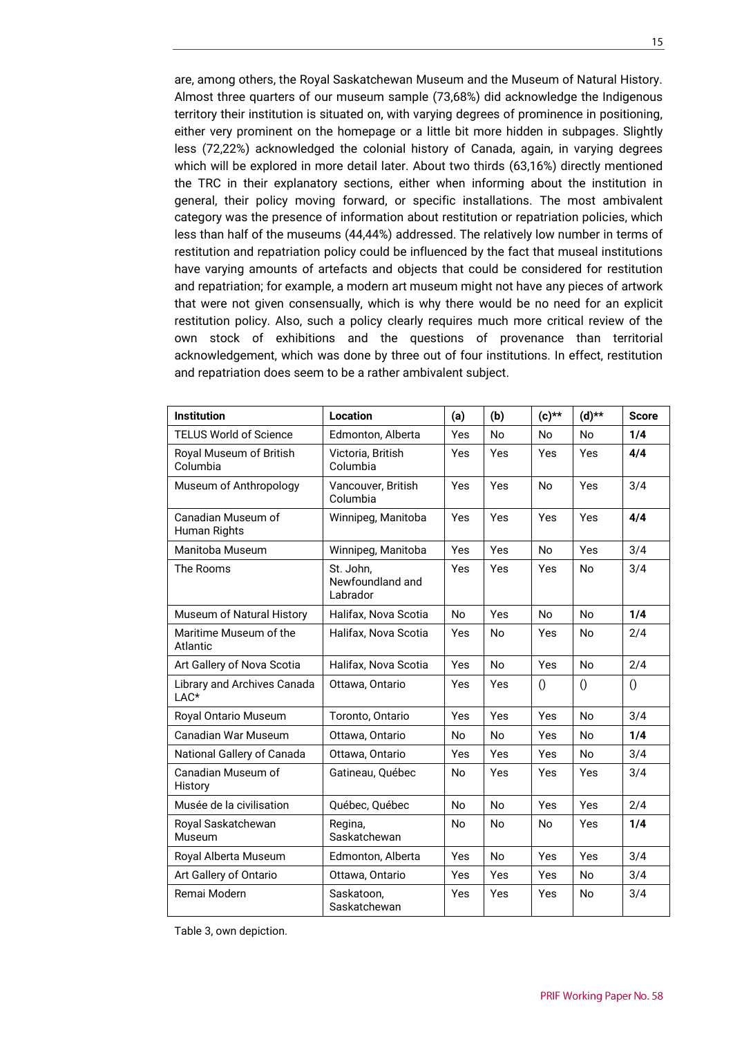are, among others, the Royal Saskatchewan Museum and the Museum of Natural History. Almost three quarters of our museum sample (73,68%) did acknowledge the Indigenous territory their institution is situated on, with varying degrees of prominence in positioning, either very prominent on the homepage or a little bit more hidden in subpages. Slightly less (72,22%) acknowledged the colonial history of Canada, again, in varying degrees which will be explored in more detail later. About two thirds (63,16%) directly mentioned the TRC in their explanatory sections, either when informing about the institution in general, their policy moving forward, or specific installations. The most ambivalent category was the presence of information about restitution or repatriation policies, which less than half of the museums (44,44%) addressed. The relatively low number in terms of restitution and repatriation policy could be influenced by the fact that museal institutions have varying amounts of artefacts and objects that could be considered for restitution and repatriation; for example, a modern art museum might not have any pieces of artwork that were not given consensually, which is why there would be no need for an explicit restitution policy. Also, such a policy clearly requires much more critical review of the own stock of exhibitions and the questions of provenance than territorial acknowledgement, which was done by three out of four institutions. In effect, restitution and repatriation does seem to be a rather ambivalent subject.

| Institution | Location | (a) | (b) | (c)** | (d)** | Score |
|---|---|---|---|---|---|---|
| TELUS World of Science | Edmonton, Alberta | Yes | No | No | No | **1/4** |
| Royal Museum of British Columbia | Victoria, British Columbia | Yes | Yes | Yes | Yes | **4/4** |
| Museum of Anthropology | Vancouver, British Columbia | Yes | Yes | No | Yes | 3/4 |
| Canadian Museum of Human Rights | Winnipeg, Manitoba | Yes | Yes | Yes | Yes | **4/4** |
| Manitoba Museum | Winnipeg, Manitoba | Yes | Yes | No | Yes | 3/4 |
| The Rooms | St. John, Newfoundland and Labrador | Yes | Yes | Yes | No | 3/4 |
| Museum of Natural History | Halifax, Nova Scotia | No | Yes | No | No | **1/4** |
| Maritime Museum of the Atlantic | Halifax, Nova Scotia | Yes | No | Yes | No | 2/4 |
| Art Gallery of Nova Scotia | Halifax, Nova Scotia | Yes | No | Yes | No | 2/4 |
| Library and Archives Canada LAC* | Ottawa, Ontario | Yes | Yes | () | () | () |
| Royal Ontario Museum | Toronto, Ontario | Yes | Yes | Yes | No | 3/4 |
| Canadian War Museum | Ottawa, Ontario | No | No | Yes | No | **1/4** |
| National Gallery of Canada | Ottawa, Ontario | Yes | Yes | Yes | No | 3/4 |
| Canadian Museum of History | Gatineau, Québec | No | Yes | Yes | Yes | 3/4 |
| Musée de la civilisation | Québec, Québec | No | No | Yes | Yes | 2/4 |
| Royal Saskatchewan Museum | Regina, Saskatchewan | No | No | No | Yes | **1/4** |
| Royal Alberta Museum | Edmonton, Alberta | Yes | No | Yes | Yes | 3/4 |
| Art Gallery of Ontario | Ottawa, Ontario | Yes | Yes | Yes | No | 3/4 |
| Remai Modern | Saskatoon, Saskatchewan | Yes | Yes | Yes | No | 3/4 |

Table 3, own depiction.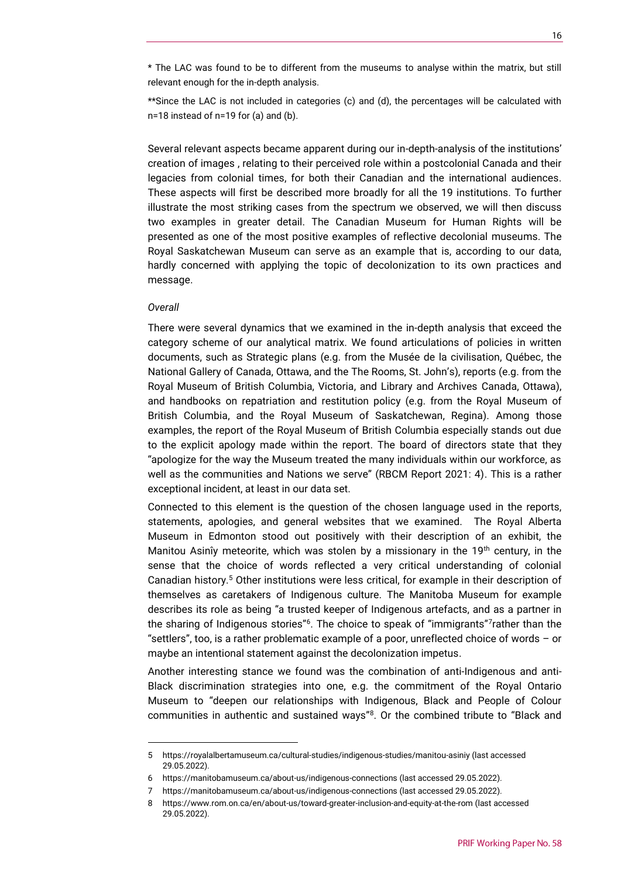* The LAC was found to be to different from the museums to analyse within the matrix, but still relevant enough for the in-depth analysis.

**Since the LAC is not included in categories (c) and (d), the percentages will be calculated with n=18 instead of n=19 for (a) and (b).

Several relevant aspects became apparent during our in-depth-analysis of the institutions' creation of images , relating to their perceived role within a postcolonial Canada and their legacies from colonial times, for both their Canadian and the international audiences. These aspects will first be described more broadly for all the 19 institutions. To further illustrate the most striking cases from the spectrum we observed, we will then discuss two examples in greater detail. The Canadian Museum for Human Rights will be presented as one of the most positive examples of reflective decolonial museums. The Royal Saskatchewan Museum can serve as an example that is, according to our data, hardly concerned with applying the topic of decolonization to its own practices and message.

*Overall*

There were several dynamics that we examined in the in-depth analysis that exceed the category scheme of our analytical matrix. We found articulations of policies in written documents, such as Strategic plans (e.g. from the Musée de la civilisation, Québec, the National Gallery of Canada, Ottawa, and the The Rooms, St. John's), reports (e.g. from the Royal Museum of British Columbia, Victoria, and Library and Archives Canada, Ottawa), and handbooks on repatriation and restitution policy (e.g. from the Royal Museum of British Columbia, and the Royal Museum of Saskatchewan, Regina). Among those examples, the report of the Royal Museum of British Columbia especially stands out due to the explicit apology made within the report. The board of directors state that they "apologize for the way the Museum treated the many individuals within our workforce, as well as the communities and Nations we serve" (RBCM Report 2021: 4). This is a rather exceptional incident, at least in our data set.

Connected to this element is the question of the chosen language used in the reports, statements, apologies, and general websites that we examined. The Royal Alberta Museum in Edmonton stood out positively with their description of an exhibit, the Manitou Asinîy meteorite, which was stolen by a missionary in the 19th century, in the sense that the choice of words reflected a very critical understanding of colonial Canadian history.[5] Other institutions were less critical, for example in their description of themselves as caretakers of Indigenous culture. The Manitoba Museum for example describes its role as being "a trusted keeper of Indigenous artefacts, and as a partner in the sharing of Indigenous stories"[6]. The choice to speak of "immigrants"[7] rather than the "settlers", too, is a rather problematic example of a poor, unreflected choice of words – or maybe an intentional statement against the decolonization impetus.

Another interesting stance we found was the combination of anti-Indigenous and anti-Black discrimination strategies into one, e.g. the commitment of the Royal Ontario Museum to "deepen our relationships with Indigenous, Black and People of Colour communities in authentic and sustained ways"[8]. Or the combined tribute to "Black and

---

5 https://royalalbertamuseum.ca/cultural-studies/indigenous-studies/manitou-asiniy (last accessed 29.05.2022).

6 https://manitobamuseum.ca/about-us/indigenous-connections (last accessed 29.05.2022).

7 https://manitobamuseum.ca/about-us/indigenous-connections (last accessed 29.05.2022).

8 https://www.rom.on.ca/en/about-us/toward-greater-inclusion-and-equity-at-the-rom (last accessed 29.05.2022).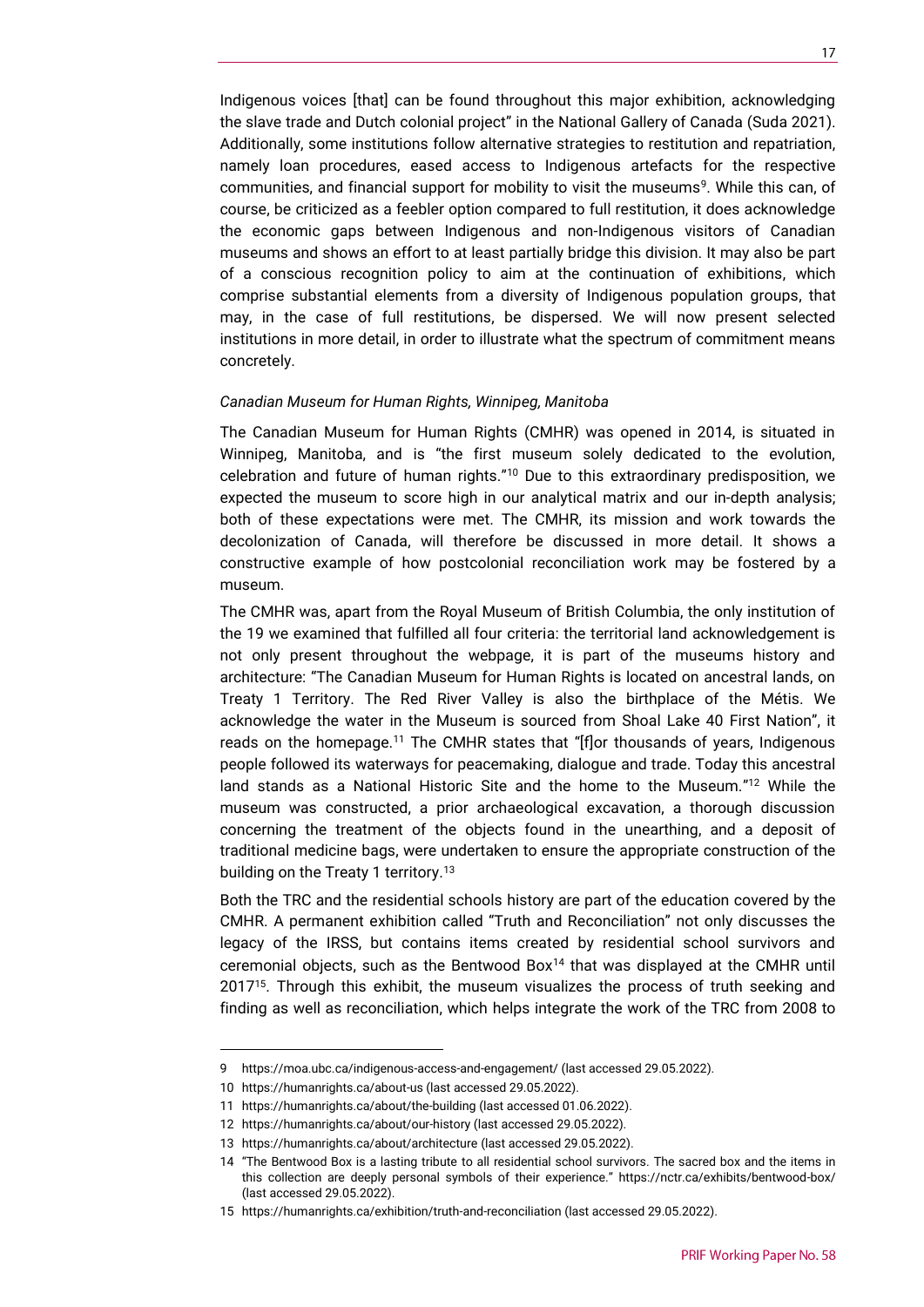Indigenous voices [that] can be found throughout this major exhibition, acknowledging the slave trade and Dutch colonial project" in the National Gallery of Canada (Suda 2021). Additionally, some institutions follow alternative strategies to restitution and repatriation, namely loan procedures, eased access to Indigenous artefacts for the respective communities, and financial support for mobility to visit the museums[9]. While this can, of course, be criticized as a feebler option compared to full restitution, it does acknowledge the economic gaps between Indigenous and non-Indigenous visitors of Canadian museums and shows an effort to at least partially bridge this division. It may also be part of a conscious recognition policy to aim at the continuation of exhibitions, which comprise substantial elements from a diversity of Indigenous population groups, that may, in the case of full restitutions, be dispersed. We will now present selected institutions in more detail, in order to illustrate what the spectrum of commitment means concretely.

*Canadian Museum for Human Rights, Winnipeg, Manitoba*

The Canadian Museum for Human Rights (CMHR) was opened in 2014, is situated in Winnipeg, Manitoba, and is "the first museum solely dedicated to the evolution, celebration and future of human rights."[10] Due to this extraordinary predisposition, we expected the museum to score high in our analytical matrix and our in-depth analysis; both of these expectations were met. The CMHR, its mission and work towards the decolonization of Canada, will therefore be discussed in more detail. It shows a constructive example of how postcolonial reconciliation work may be fostered by a museum.

The CMHR was, apart from the Royal Museum of British Columbia, the only institution of the 19 we examined that fulfilled all four criteria: the territorial land acknowledgement is not only present throughout the webpage, it is part of the museums history and architecture: "The Canadian Museum for Human Rights is located on ancestral lands, on Treaty 1 Territory. The Red River Valley is also the birthplace of the Métis. We acknowledge the water in the Museum is sourced from Shoal Lake 40 First Nation", it reads on the homepage.[11] The CMHR states that "[f]or thousands of years, Indigenous people followed its waterways for peacemaking, dialogue and trade. Today this ancestral land stands as a National Historic Site and the home to the Museum."[12] While the museum was constructed, a prior archaeological excavation, a thorough discussion concerning the treatment of the objects found in the unearthing, and a deposit of traditional medicine bags, were undertaken to ensure the appropriate construction of the building on the Treaty 1 territory.[13]

Both the TRC and the residential schools history are part of the education covered by the CMHR. A permanent exhibition called "Truth and Reconciliation" not only discusses the legacy of the IRSS, but contains items created by residential school survivors and ceremonial objects, such as the Bentwood Box[14] that was displayed at the CMHR until 2017[15]. Through this exhibit, the museum visualizes the process of truth seeking and finding as well as reconciliation, which helps integrate the work of the TRC from 2008 to

---

9 https://moa.ubc.ca/indigenous-access-and-engagement/ (last accessed 29.05.2022).

10 https://humanrights.ca/about-us (last accessed 29.05.2022).

11 https://humanrights.ca/about/the-building (last accessed 01.06.2022).

12 https://humanrights.ca/about/our-history (last accessed 29.05.2022).

13 https://humanrights.ca/about/architecture (last accessed 29.05.2022).

14 "The Bentwood Box is a lasting tribute to all residential school survivors. The sacred box and the items in this collection are deeply personal symbols of their experience." https://nctr.ca/exhibits/bentwood-box/ (last accessed 29.05.2022).

15 https://humanrights.ca/exhibition/truth-and-reconciliation (last accessed 29.05.2022).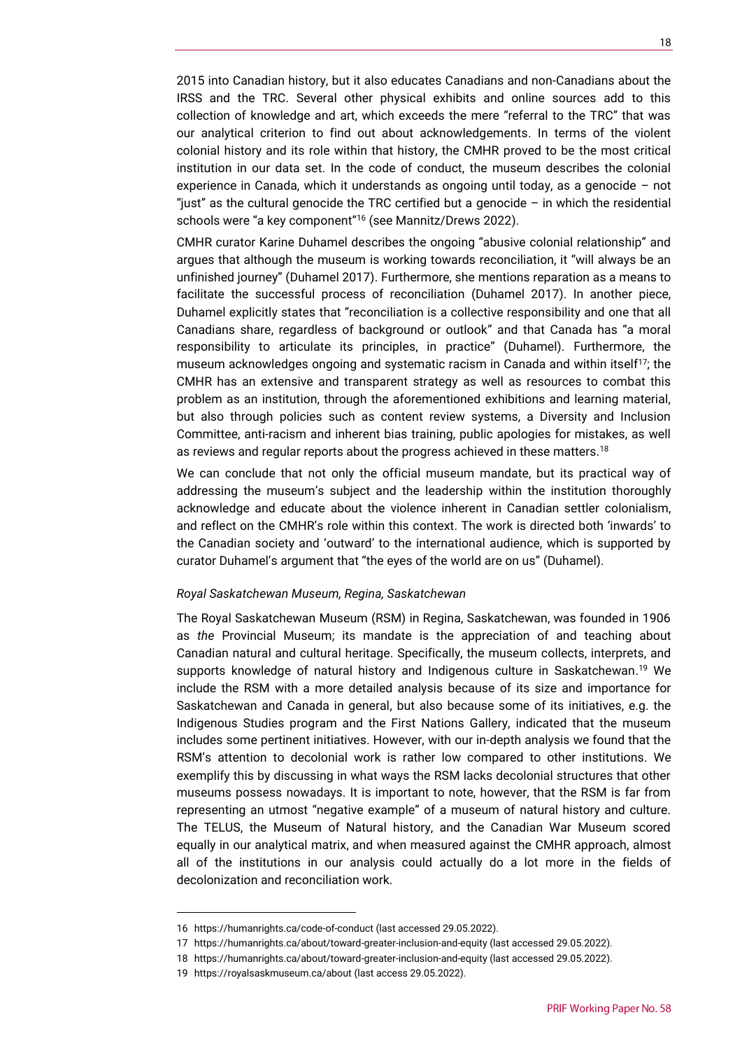2015 into Canadian history, but it also educates Canadians and non-Canadians about the IRSS and the TRC. Several other physical exhibits and online sources add to this collection of knowledge and art, which exceeds the mere "referral to the TRC" that was our analytical criterion to find out about acknowledgements. In terms of the violent colonial history and its role within that history, the CMHR proved to be the most critical institution in our data set. In the code of conduct, the museum describes the colonial experience in Canada, which it understands as ongoing until today, as a genocide – not "just" as the cultural genocide the TRC certified but a genocide – in which the residential schools were "a key component"[16] (see Mannitz/Drews 2022).

CMHR curator Karine Duhamel describes the ongoing "abusive colonial relationship" and argues that although the museum is working towards reconciliation, it "will always be an unfinished journey" (Duhamel 2017). Furthermore, she mentions reparation as a means to facilitate the successful process of reconciliation (Duhamel 2017). In another piece, Duhamel explicitly states that "reconciliation is a collective responsibility and one that all Canadians share, regardless of background or outlook" and that Canada has "a moral responsibility to articulate its principles, in practice" (Duhamel). Furthermore, the museum acknowledges ongoing and systematic racism in Canada and within itself[17]; the CMHR has an extensive and transparent strategy as well as resources to combat this problem as an institution, through the aforementioned exhibitions and learning material, but also through policies such as content review systems, a Diversity and Inclusion Committee, anti-racism and inherent bias training, public apologies for mistakes, as well as reviews and regular reports about the progress achieved in these matters.[18]

We can conclude that not only the official museum mandate, but its practical way of addressing the museum's subject and the leadership within the institution thoroughly acknowledge and educate about the violence inherent in Canadian settler colonialism, and reflect on the CMHR's role within this context. The work is directed both 'inwards' to the Canadian society and 'outward' to the international audience, which is supported by curator Duhamel's argument that "the eyes of the world are on us" (Duhamel).

*Royal Saskatchewan Museum, Regina, Saskatchewan*

The Royal Saskatchewan Museum (RSM) in Regina, Saskatchewan, was founded in 1906 as *the* Provincial Museum; its mandate is the appreciation of and teaching about Canadian natural and cultural heritage. Specifically, the museum collects, interprets, and supports knowledge of natural history and Indigenous culture in Saskatchewan.[19] We include the RSM with a more detailed analysis because of its size and importance for Saskatchewan and Canada in general, but also because some of its initiatives, e.g. the Indigenous Studies program and the First Nations Gallery, indicated that the museum includes some pertinent initiatives. However, with our in-depth analysis we found that the RSM's attention to decolonial work is rather low compared to other institutions. We exemplify this by discussing in what ways the RSM lacks decolonial structures that other museums possess nowadays. It is important to note, however, that the RSM is far from representing an utmost "negative example" of a museum of natural history and culture. The TELUS, the Museum of Natural history, and the Canadian War Museum scored equally in our analytical matrix, and when measured against the CMHR approach, almost all of the institutions in our analysis could actually do a lot more in the fields of decolonization and reconciliation work.

16 https://humanrights.ca/code-of-conduct (last accessed 29.05.2022).

17 https://humanrights.ca/about/toward-greater-inclusion-and-equity (last accessed 29.05.2022).

18 https://humanrights.ca/about/toward-greater-inclusion-and-equity (last accessed 29.05.2022).

19 https://royalsaskmuseum.ca/about (last access 29.05.2022).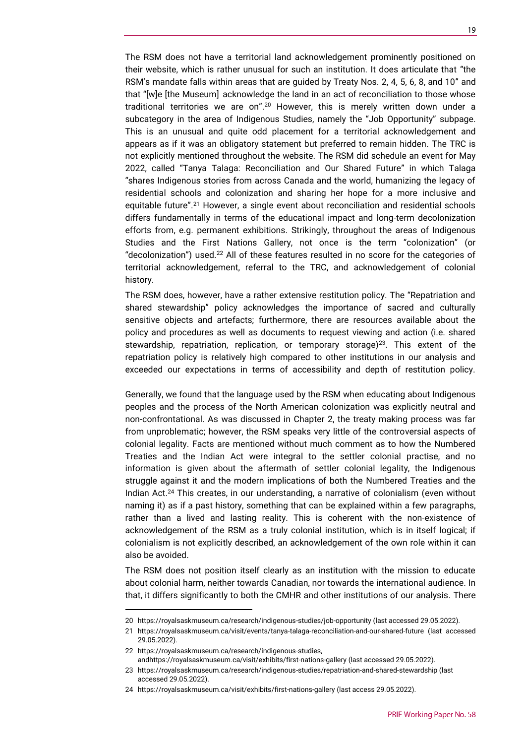The RSM does not have a territorial land acknowledgement prominently positioned on their website, which is rather unusual for such an institution. It does articulate that "the RSM's mandate falls within areas that are guided by Treaty Nos. 2, 4, 5, 6, 8, and 10" and that "[w]e [the Museum] acknowledge the land in an act of reconciliation to those whose traditional territories we are on".[20] However, this is merely written down under a subcategory in the area of Indigenous Studies, namely the "Job Opportunity" subpage. This is an unusual and quite odd placement for a territorial acknowledgement and appears as if it was an obligatory statement but preferred to remain hidden. The TRC is not explicitly mentioned throughout the website. The RSM did schedule an event for May 2022, called "Tanya Talaga: Reconciliation and Our Shared Future" in which Talaga "shares Indigenous stories from across Canada and the world, humanizing the legacy of residential schools and colonization and sharing her hope for a more inclusive and equitable future".[21] However, a single event about reconciliation and residential schools differs fundamentally in terms of the educational impact and long-term decolonization efforts from, e.g. permanent exhibitions. Strikingly, throughout the areas of Indigenous Studies and the First Nations Gallery, not once is the term "colonization" (or "decolonization") used.[22] All of these features resulted in no score for the categories of territorial acknowledgement, referral to the TRC, and acknowledgement of colonial history.

The RSM does, however, have a rather extensive restitution policy. The "Repatriation and shared stewardship" policy acknowledges the importance of sacred and culturally sensitive objects and artefacts; furthermore, there are resources available about the policy and procedures as well as documents to request viewing and action (i.e. shared stewardship, repatriation, replication, or temporary storage)[23]. This extent of the repatriation policy is relatively high compared to other institutions in our analysis and exceeded our expectations in terms of accessibility and depth of restitution policy.

Generally, we found that the language used by the RSM when educating about Indigenous peoples and the process of the North American colonization was explicitly neutral and non-confrontational. As was discussed in Chapter 2, the treaty making process was far from unproblematic; however, the RSM speaks very little of the controversial aspects of colonial legality. Facts are mentioned without much comment as to how the Numbered Treaties and the Indian Act were integral to the settler colonial practise, and no information is given about the aftermath of settler colonial legality, the Indigenous struggle against it and the modern implications of both the Numbered Treaties and the Indian Act.[24] This creates, in our understanding, a narrative of colonialism (even without naming it) as if a past history, something that can be explained within a few paragraphs, rather than a lived and lasting reality. This is coherent with the non-existence of acknowledgement of the RSM as a truly colonial institution, which is in itself logical; if colonialism is not explicitly described, an acknowledgement of the own role within it can also be avoided.

The RSM does not position itself clearly as an institution with the mission to educate about colonial harm, neither towards Canadian, nor towards the international audience. In that, it differs significantly to both the CMHR and other institutions of our analysis. There

---

20 https://royalsaskmuseum.ca/research/indigenous-studies/job-opportunity (last accessed 29.05.2022).

21 https://royalsaskmuseum.ca/visit/events/tanya-talaga-reconciliation-and-our-shared-future (last accessed 29.05.2022).

22 https://royalsaskmuseum.ca/research/indigenous-studies, andhttps://royalsaskmuseum.ca/visit/exhibits/first-nations-gallery (last accessed 29.05.2022).

23 https://royalsaskmuseum.ca/research/indigenous-studies/repatriation-and-shared-stewardship (last accessed 29.05.2022).

24 https://royalsaskmuseum.ca/visit/exhibits/first-nations-gallery (last access 29.05.2022).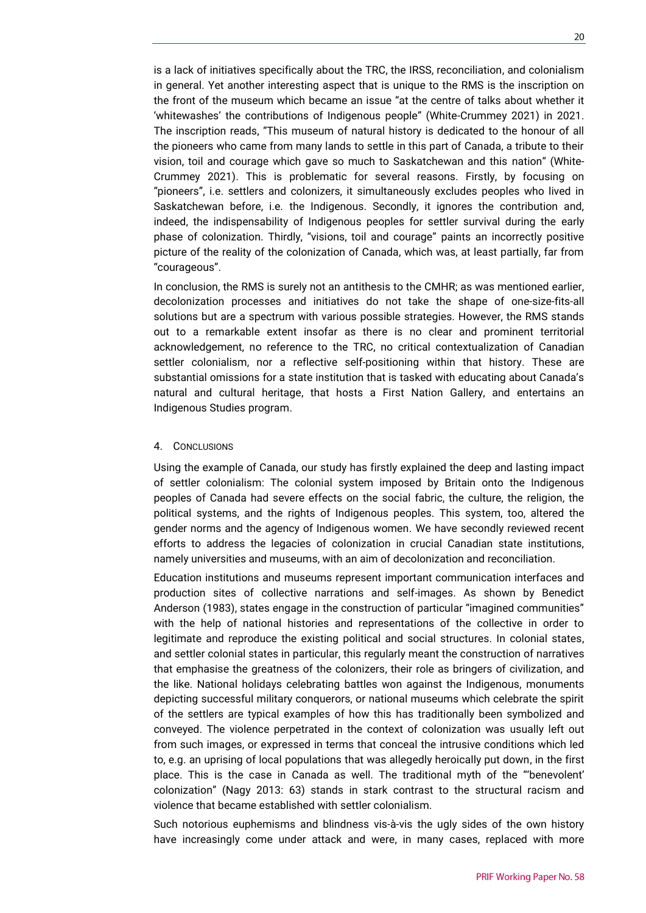is a lack of initiatives specifically about the TRC, the IRSS, reconciliation, and colonialism in general. Yet another interesting aspect that is unique to the RMS is the inscription on the front of the museum which became an issue "at the centre of talks about whether it 'whitewashes' the contributions of Indigenous people" (White-Crummey 2021) in 2021. The inscription reads, "This museum of natural history is dedicated to the honour of all the pioneers who came from many lands to settle in this part of Canada, a tribute to their vision, toil and courage which gave so much to Saskatchewan and this nation" (White-Crummey 2021). This is problematic for several reasons. Firstly, by focusing on "pioneers", i.e. settlers and colonizers, it simultaneously excludes peoples who lived in Saskatchewan before, i.e. the Indigenous. Secondly, it ignores the contribution and, indeed, the indispensability of Indigenous peoples for settler survival during the early phase of colonization. Thirdly, "visions, toil and courage" paints an incorrectly positive picture of the reality of the colonization of Canada, which was, at least partially, far from "courageous".

In conclusion, the RMS is surely not an antithesis to the CMHR; as was mentioned earlier, decolonization processes and initiatives do not take the shape of one-size-fits-all solutions but are a spectrum with various possible strategies. However, the RMS stands out to a remarkable extent insofar as there is no clear and prominent territorial acknowledgement, no reference to the TRC, no critical contextualization of Canadian settler colonialism, nor a reflective self-positioning within that history. These are substantial omissions for a state institution that is tasked with educating about Canada's natural and cultural heritage, that hosts a First Nation Gallery, and entertains an Indigenous Studies program.

## 4. Conclusions

Using the example of Canada, our study has firstly explained the deep and lasting impact of settler colonialism: The colonial system imposed by Britain onto the Indigenous peoples of Canada had severe effects on the social fabric, the culture, the religion, the political systems, and the rights of Indigenous peoples. This system, too, altered the gender norms and the agency of Indigenous women. We have secondly reviewed recent efforts to address the legacies of colonization in crucial Canadian state institutions, namely universities and museums, with an aim of decolonization and reconciliation.

Education institutions and museums represent important communication interfaces and production sites of collective narrations and self-images. As shown by Benedict Anderson (1983), states engage in the construction of particular "imagined communities" with the help of national histories and representations of the collective in order to legitimate and reproduce the existing political and social structures. In colonial states, and settler colonial states in particular, this regularly meant the construction of narratives that emphasise the greatness of the colonizers, their role as bringers of civilization, and the like. National holidays celebrating battles won against the Indigenous, monuments depicting successful military conquerors, or national museums which celebrate the spirit of the settlers are typical examples of how this has traditionally been symbolized and conveyed. The violence perpetrated in the context of colonization was usually left out from such images, or expressed in terms that conceal the intrusive conditions which led to, e.g. an uprising of local populations that was allegedly heroically put down, in the first place. This is the case in Canada as well. The traditional myth of the "'benevolent' colonization" (Nagy 2013: 63) stands in stark contrast to the structural racism and violence that became established with settler colonialism.

Such notorious euphemisms and blindness vis-à-vis the ugly sides of the own history have increasingly come under attack and were, in many cases, replaced with more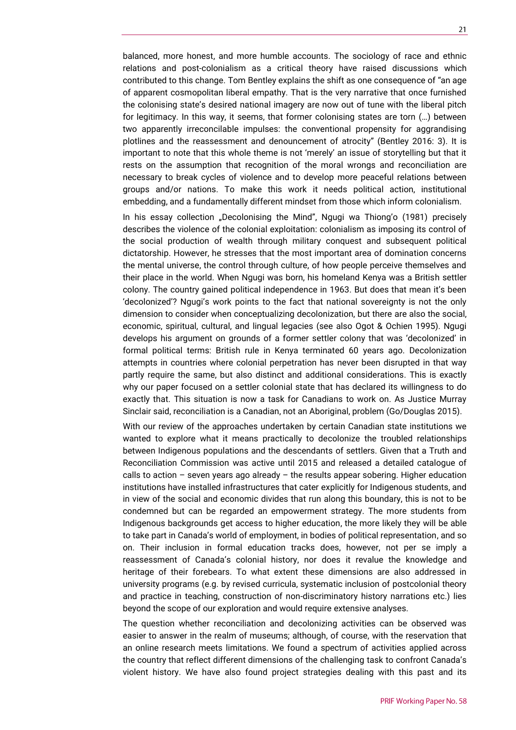balanced, more honest, and more humble accounts. The sociology of race and ethnic relations and post-colonialism as a critical theory have raised discussions which contributed to this change. Tom Bentley explains the shift as one consequence of "an age of apparent cosmopolitan liberal empathy. That is the very narrative that once furnished the colonising state's desired national imagery are now out of tune with the liberal pitch for legitimacy. In this way, it seems, that former colonising states are torn (…) between two apparently irreconcilable impulses: the conventional propensity for aggrandising plotlines and the reassessment and denouncement of atrocity" (Bentley 2016: 3). It is important to note that this whole theme is not 'merely' an issue of storytelling but that it rests on the assumption that recognition of the moral wrongs and reconciliation are necessary to break cycles of violence and to develop more peaceful relations between groups and/or nations. To make this work it needs political action, institutional embedding, and a fundamentally different mindset from those which inform colonialism.

In his essay collection „Decolonising the Mind", Ngugi wa Thiong'o (1981) precisely describes the violence of the colonial exploitation: colonialism as imposing its control of the social production of wealth through military conquest and subsequent political dictatorship. However, he stresses that the most important area of domination concerns the mental universe, the control through culture, of how people perceive themselves and their place in the world. When Ngugi was born, his homeland Kenya was a British settler colony. The country gained political independence in 1963. But does that mean it's been 'decolonized'? Ngugi's work points to the fact that national sovereignty is not the only dimension to consider when conceptualizing decolonization, but there are also the social, economic, spiritual, cultural, and lingual legacies (see also Ogot & Ochien 1995). Ngugi develops his argument on grounds of a former settler colony that was 'decolonized' in formal political terms: British rule in Kenya terminated 60 years ago. Decolonization attempts in countries where colonial perpetration has never been disrupted in that way partly require the same, but also distinct and additional considerations. This is exactly why our paper focused on a settler colonial state that has declared its willingness to do exactly that. This situation is now a task for Canadians to work on. As Justice Murray Sinclair said, reconciliation is a Canadian, not an Aboriginal, problem (Go/Douglas 2015).

With our review of the approaches undertaken by certain Canadian state institutions we wanted to explore what it means practically to decolonize the troubled relationships between Indigenous populations and the descendants of settlers. Given that a Truth and Reconciliation Commission was active until 2015 and released a detailed catalogue of calls to action – seven years ago already – the results appear sobering. Higher education institutions have installed infrastructures that cater explicitly for Indigenous students, and in view of the social and economic divides that run along this boundary, this is not to be condemned but can be regarded an empowerment strategy. The more students from Indigenous backgrounds get access to higher education, the more likely they will be able to take part in Canada's world of employment, in bodies of political representation, and so on. Their inclusion in formal education tracks does, however, not per se imply a reassessment of Canada's colonial history, nor does it revalue the knowledge and heritage of their forebears. To what extent these dimensions are also addressed in university programs (e.g. by revised curricula, systematic inclusion of postcolonial theory and practice in teaching, construction of non-discriminatory history narrations etc.) lies beyond the scope of our exploration and would require extensive analyses.

The question whether reconciliation and decolonizing activities can be observed was easier to answer in the realm of museums; although, of course, with the reservation that an online research meets limitations. We found a spectrum of activities applied across the country that reflect different dimensions of the challenging task to confront Canada's violent history. We have also found project strategies dealing with this past and its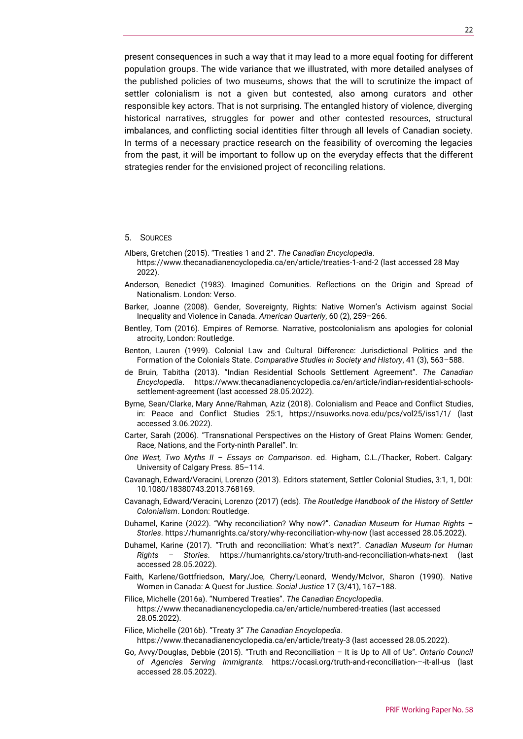present consequences in such a way that it may lead to a more equal footing for different population groups. The wide variance that we illustrated, with more detailed analyses of the published policies of two museums, shows that the will to scrutinize the impact of settler colonialism is not a given but contested, also among curators and other responsible key actors. That is not surprising. The entangled history of violence, diverging historical narratives, struggles for power and other contested resources, structural imbalances, and conflicting social identities filter through all levels of Canadian society. In terms of a necessary practice research on the feasibility of overcoming the legacies from the past, it will be important to follow up on the everyday effects that the different strategies render for the envisioned project of reconciling relations.

## 5. Sources

Albers, Gretchen (2015). "Treaties 1 and 2". *The Canadian Encyclopedia*. https://www.thecanadianencyclopedia.ca/en/article/treaties-1-and-2 (last accessed 28 May 2022).

Anderson, Benedict (1983). Imagined Comunities. Reflections on the Origin and Spread of Nationalism. London: Verso.

Barker, Joanne (2008). Gender, Sovereignty, Rights: Native Women's Activism against Social Inequality and Violence in Canada. *American Quarterly*, 60 (2), 259–266.

Bentley, Tom (2016). Empires of Remorse. Narrative, postcolonialism ans apologies for colonial atrocity, London: Routledge.

Benton, Lauren (1999). Colonial Law and Cultural Difference: Jurisdictional Politics and the Formation of the Colonials State. *Comparative Studies in Society and History*, 41 (3), 563–588.

de Bruin, Tabitha (2013). "Indian Residential Schools Settlement Agreement". *The Canadian Encyclopedia*. https://www.thecanadianencyclopedia.ca/en/article/indian-residential-schools-settlement-agreement (last accessed 28.05.2022).

Byrne, Sean/Clarke, Mary Anne/Rahman, Aziz (2018). Colonialism and Peace and Conflict Studies, in: Peace and Conflict Studies 25:1, https://nsuworks.nova.edu/pcs/vol25/iss1/1/ (last accessed 3.06.2022).

Carter, Sarah (2006). "Transnational Perspectives on the History of Great Plains Women: Gender, Race, Nations, and the Forty-ninth Parallel". In:

*One West, Two Myths II – Essays on Comparison*. ed. Higham, C.L./Thacker, Robert. Calgary: University of Calgary Press. 85–114.

Cavanagh, Edward/Veracini, Lorenzo (2013). Editors statement, Settler Colonial Studies, 3:1, 1, DOI: 10.1080/18380743.2013.768169.

Cavanagh, Edward/Veracini, Lorenzo (2017) (eds). *The Routledge Handbook of the History of Settler Colonialism*. London: Routledge.

Duhamel, Karine (2022). "Why reconciliation? Why now?". *Canadian Museum for Human Rights – Stories*. https://humanrights.ca/story/why-reconciliation-why-now (last accessed 28.05.2022).

Duhamel, Karine (2017). "Truth and reconciliation: What's next?". *Canadian Museum for Human Rights – Stories*. https://humanrights.ca/story/truth-and-reconciliation-whats-next (last accessed 28.05.2022).

Faith, Karlene/Gottfriedson, Mary/Joe, Cherry/Leonard, Wendy/McIvor, Sharon (1990). Native Women in Canada: A Quest for Justice. *Social Justice* 17 (3/41), 167–188.

Filice, Michelle (2016a). "Numbered Treaties". *The Canadian Encyclopedia*. https://www.thecanadianencyclopedia.ca/en/article/numbered-treaties (last accessed 28.05.2022).

Filice, Michelle (2016b). "Treaty 3" *The Canadian Encyclopedia*. https://www.thecanadianencyclopedia.ca/en/article/treaty-3 (last accessed 28.05.2022).

Go, Avvy/Douglas, Debbie (2015). "Truth and Reconciliation – It is Up to All of Us". *Ontario Council of Agencies Serving Immigrants.* https://ocasi.org/truth-and-reconciliation-–-it-all-us (last accessed 28.05.2022).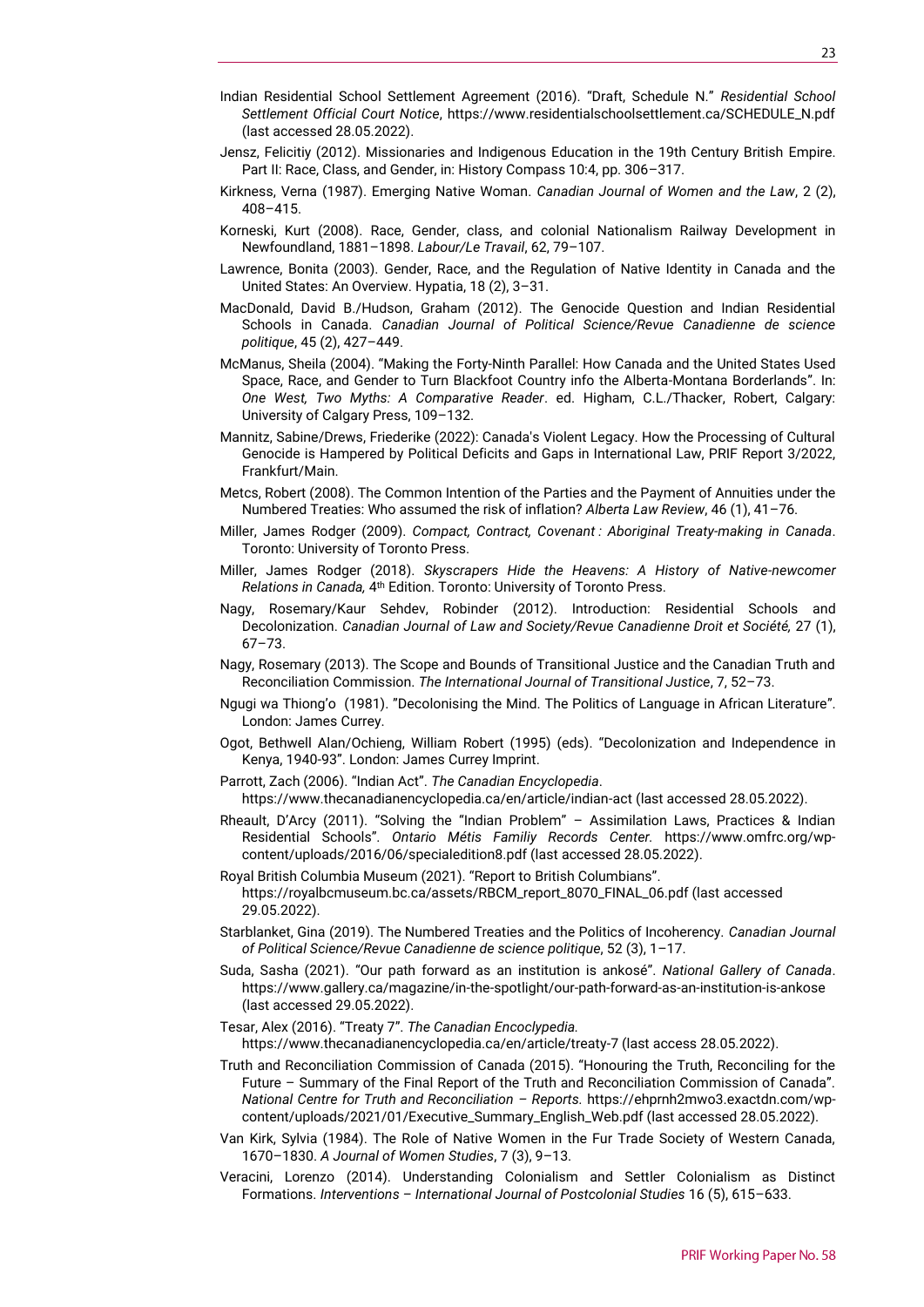Indian Residential School Settlement Agreement (2016). "Draft, Schedule N." *Residential School Settlement Official Court Notice*, https://www.residentialschoolsettlement.ca/SCHEDULE_N.pdf (last accessed 28.05.2022).

Jensz, Felicitiy (2012). Missionaries and Indigenous Education in the 19th Century British Empire. Part II: Race, Class, and Gender, in: History Compass 10:4, pp. 306–317.

Kirkness, Verna (1987). Emerging Native Woman. *Canadian Journal of Women and the Law*, 2 (2), 408–415.

Korneski, Kurt (2008). Race, Gender, class, and colonial Nationalism Railway Development in Newfoundland, 1881–1898. *Labour/Le Travail*, 62, 79–107.

Lawrence, Bonita (2003). Gender, Race, and the Regulation of Native Identity in Canada and the United States: An Overview. Hypatia, 18 (2), 3–31.

MacDonald, David B./Hudson, Graham (2012). The Genocide Question and Indian Residential Schools in Canada. *Canadian Journal of Political Science/Revue Canadienne de science politique*, 45 (2), 427–449.

McManus, Sheila (2004). "Making the Forty-Ninth Parallel: How Canada and the United States Used Space, Race, and Gender to Turn Blackfoot Country info the Alberta-Montana Borderlands". In: *One West, Two Myths: A Comparative Reader*. ed. Higham, C.L./Thacker, Robert, Calgary: University of Calgary Press, 109–132.

Mannitz, Sabine/Drews, Friederike (2022): Canada's Violent Legacy. How the Processing of Cultural Genocide is Hampered by Political Deficits and Gaps in International Law, PRIF Report 3/2022, Frankfurt/Main.

Metcs, Robert (2008). The Common Intention of the Parties and the Payment of Annuities under the Numbered Treaties: Who assumed the risk of inflation? *Alberta Law Review*, 46 (1), 41–76.

Miller, James Rodger (2009). *Compact, Contract, Covenant : Aboriginal Treaty-making in Canada*. Toronto: University of Toronto Press.

Miller, James Rodger (2018). *Skyscrapers Hide the Heavens: A History of Native-newcomer Relations in Canada,* 4th Edition. Toronto: University of Toronto Press.

Nagy, Rosemary/Kaur Sehdev, Robinder (2012). Introduction: Residential Schools and Decolonization. *Canadian Journal of Law and Society/Revue Canadienne Droit et Société,* 27 (1), 67–73.

Nagy, Rosemary (2013). The Scope and Bounds of Transitional Justice and the Canadian Truth and Reconciliation Commission. *The International Journal of Transitional Justice*, 7, 52–73.

Ngugi wa Thiong'o (1981). "Decolonising the Mind. The Politics of Language in African Literature". London: James Currey.

Ogot, Bethwell Alan/Ochieng, William Robert (1995) (eds). "Decolonization and Independence in Kenya, 1940-93". London: James Currey Imprint.

Parrott, Zach (2006). "Indian Act". *The Canadian Encyclopedia*. https://www.thecanadianencyclopedia.ca/en/article/indian-act (last accessed 28.05.2022).

Rheault, D'Arcy (2011). "Solving the "Indian Problem" – Assimilation Laws, Practices & Indian Residential Schools". *Ontario Métis Familiy Records Center.* https://www.omfrc.org/wp-content/uploads/2016/06/specialedition8.pdf (last accessed 28.05.2022).

Royal British Columbia Museum (2021). "Report to British Columbians". https://royalbcmuseum.bc.ca/assets/RBCM_report_8070_FINAL_06.pdf (last accessed 29.05.2022).

Starblanket, Gina (2019). The Numbered Treaties and the Politics of Incoherency. *Canadian Journal of Political Science/Revue Canadienne de science politique*, 52 (3), 1–17.

Suda, Sasha (2021). "Our path forward as an institution is ankosé". *National Gallery of Canada*. https://www.gallery.ca/magazine/in-the-spotlight/our-path-forward-as-an-institution-is-ankose (last accessed 29.05.2022).

Tesar, Alex (2016). "Treaty 7". *The Canadian Encoclypedia.* https://www.thecanadianencyclopedia.ca/en/article/treaty-7 (last access 28.05.2022).

Truth and Reconciliation Commission of Canada (2015). "Honouring the Truth, Reconciling for the Future – Summary of the Final Report of the Truth and Reconciliation Commission of Canada". *National Centre for Truth and Reconciliation – Reports.* https://ehprnh2mwo3.exactdn.com/wp-content/uploads/2021/01/Executive_Summary_English_Web.pdf (last accessed 28.05.2022).

Van Kirk, Sylvia (1984). The Role of Native Women in the Fur Trade Society of Western Canada, 1670–1830. *A Journal of Women Studies*, 7 (3), 9–13.

Veracini, Lorenzo (2014). Understanding Colonialism and Settler Colonialism as Distinct Formations. *Interventions – International Journal of Postcolonial Studies* 16 (5), 615–633.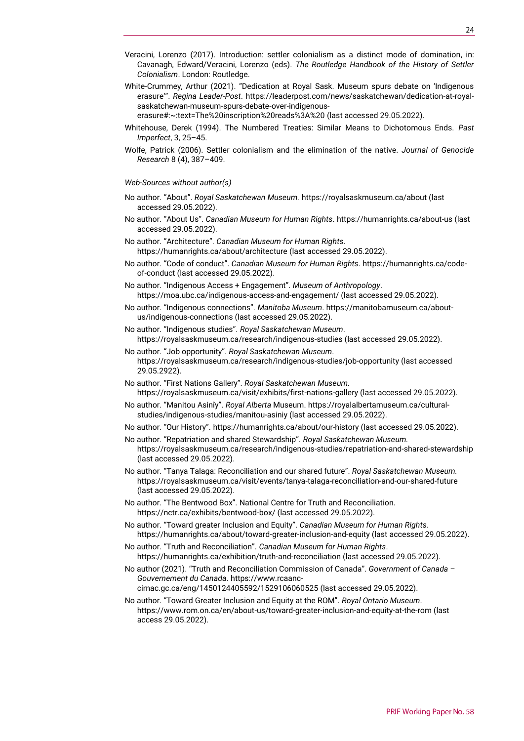Veracini, Lorenzo (2017). Introduction: settler colonialism as a distinct mode of domination, in: Cavanagh, Edward/Veracini, Lorenzo (eds). *The Routledge Handbook of the History of Settler Colonialism*. London: Routledge.

White-Crummey, Arthur (2021). "Dedication at Royal Sask. Museum spurs debate on 'Indigenous erasure'". *Regina Leader-Post*. https://leaderpost.com/news/saskatchewan/dedication-at-royal-saskatchewan-museum-spurs-debate-over-indigenous-erasure#:~:text=The%20inscription%20reads%3A%20 (last accessed 29.05.2022).

Whitehouse, Derek (1994). The Numbered Treaties: Similar Means to Dichotomous Ends. *Past Imperfect*, 3, 25–45.

Wolfe, Patrick (2006). Settler colonialism and the elimination of the native. *Journal of Genocide Research* 8 (4), 387–409.

*Web-Sources without author(s)*

No author. "About". *Royal Saskatchewan Museum.* https://royalsaskmuseum.ca/about (last accessed 29.05.2022).

No author. "About Us". *Canadian Museum for Human Rights*. https://humanrights.ca/about-us (last accessed 29.05.2022).

No author. "Architecture". *Canadian Museum for Human Rights*. https://humanrights.ca/about/architecture (last accessed 29.05.2022).

No author. "Code of conduct". *Canadian Museum for Human Rights*. https://humanrights.ca/code-of-conduct (last accessed 29.05.2022).

No author. "Indigenous Access + Engagement". *Museum of Anthropology*. https://moa.ubc.ca/indigenous-access-and-engagement/ (last accessed 29.05.2022).

No author. "Indigenous connections". *Manitoba Museum*. https://manitobamuseum.ca/about-us/indigenous-connections (last accessed 29.05.2022).

No author. "Indigenous studies". *Royal Saskatchewan Museum*. https://royalsaskmuseum.ca/research/indigenous-studies (last accessed 29.05.2022).

No author. "Job opportunity". *Royal Saskatchewan Museum*. https://royalsaskmuseum.ca/research/indigenous-studies/job-opportunity (last accessed 29.05.2922).

No author. "First Nations Gallery". *Royal Saskatchewan Museum.* https://royalsaskmuseum.ca/visit/exhibits/first-nations-gallery (last accessed 29.05.2022).

No author. "Manitou Asinîy". *Royal Alberta* Museum. https://royalalbertamuseum.ca/cultural-studies/indigenous-studies/manitou-asiniy (last accessed 29.05.2022).

No author. "Our History". https://humanrights.ca/about/our-history (last accessed 29.05.2022).

No author. "Repatriation and shared Stewardship". *Royal Saskatchewan Museum.* https://royalsaskmuseum.ca/research/indigenous-studies/repatriation-and-shared-stewardship (last accessed 29.05.2022).

No author. "Tanya Talaga: Reconciliation and our shared future". *Royal Saskatchewan Museum.* https://royalsaskmuseum.ca/visit/events/tanya-talaga-reconciliation-and-our-shared-future (last accessed 29.05.2022).

No author. "The Bentwood Box". National Centre for Truth and Reconciliation. https://nctr.ca/exhibits/bentwood-box/ (last accessed 29.05.2022).

No author. "Toward greater Inclusion and Equity". *Canadian Museum for Human Rights*. https://humanrights.ca/about/toward-greater-inclusion-and-equity (last accessed 29.05.2022).

No author. "Truth and Reconciliation". *Canadian Museum for Human Rights*. https://humanrights.ca/exhibition/truth-and-reconciliation (last accessed 29.05.2022).

No author (2021). "Truth and Reconciliation Commission of Canada". *Government of Canada – Gouvernement du Canada*. https://www.rcaanc-cirnac.gc.ca/eng/1450124405592/1529106060525 (last accessed 29.05.2022).

No author. "Toward Greater Inclusion and Equity at the ROM". *Royal Ontario Museum*. https://www.rom.on.ca/en/about-us/toward-greater-inclusion-and-equity-at-the-rom (last access 29.05.2022).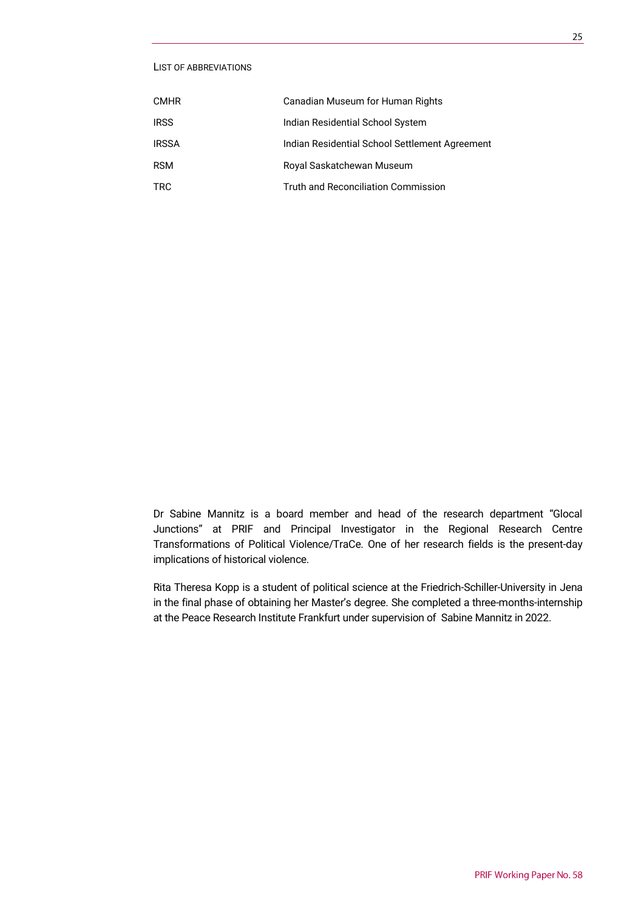## List of Abbreviations

| | |
|---|---|
| CMHR | Canadian Museum for Human Rights |
| IRSS | Indian Residential School System |
| IRSSA | Indian Residential School Settlement Agreement |
| RSM | Royal Saskatchewan Museum |
| TRC | Truth and Reconciliation Commission |

Dr Sabine Mannitz is a board member and head of the research department "Glocal Junctions" at PRIF and Principal Investigator in the Regional Research Centre Transformations of Political Violence/TraCe. One of her research fields is the present-day implications of historical violence.

Rita Theresa Kopp is a student of political science at the Friedrich-Schiller-University in Jena in the final phase of obtaining her Master's degree. She completed a three-months-internship at the Peace Research Institute Frankfurt under supervision of Sabine Mannitz in 2022.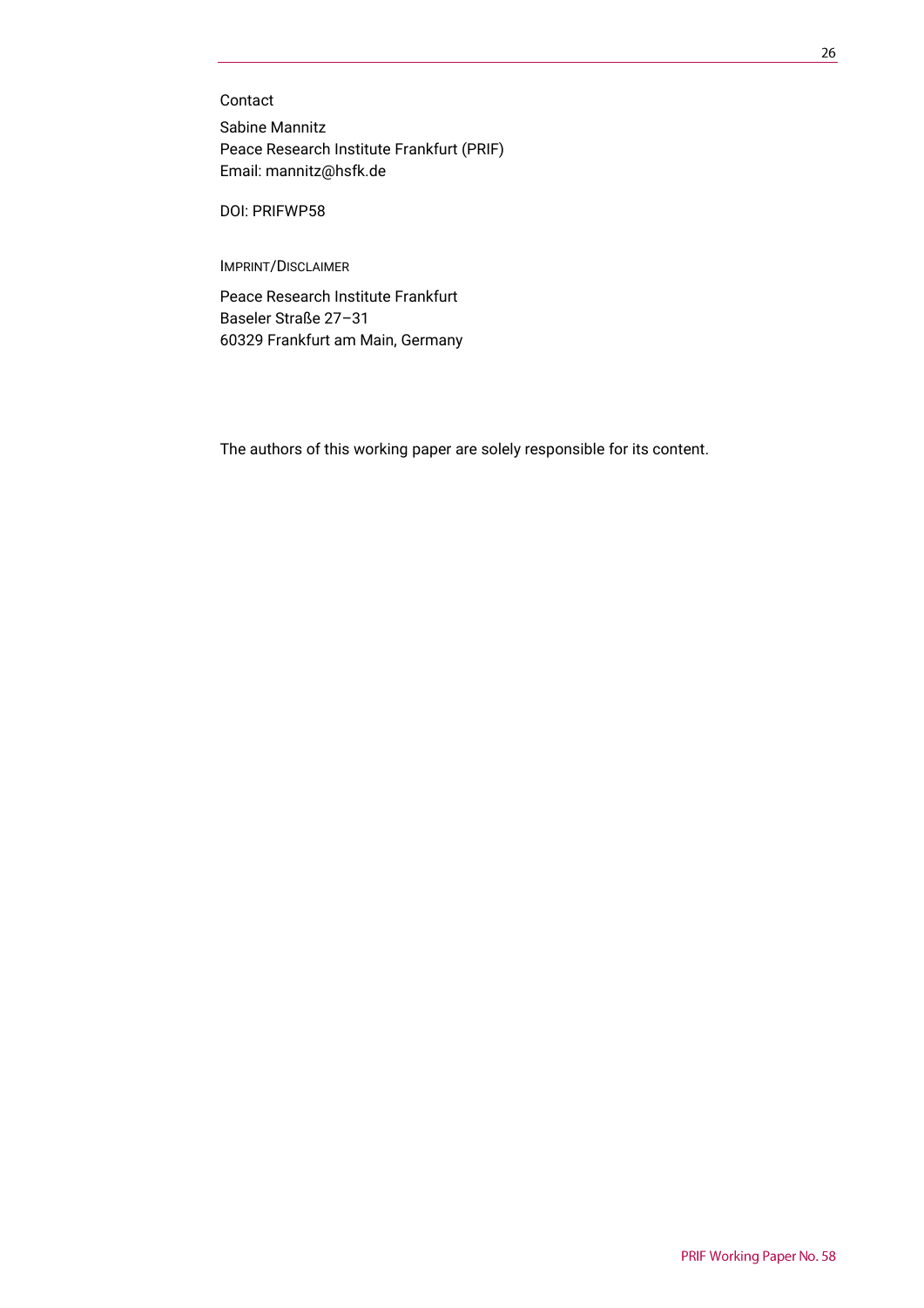Contact

Sabine Mannitz
Peace Research Institute Frankfurt (PRIF)
Email: mannitz@hsfk.de

DOI: PRIFWP58

IMPRINT/DISCLAIMER

Peace Research Institute Frankfurt
Baseler Straße 27–31
60329 Frankfurt am Main, Germany

The authors of this working paper are solely responsible for its content.